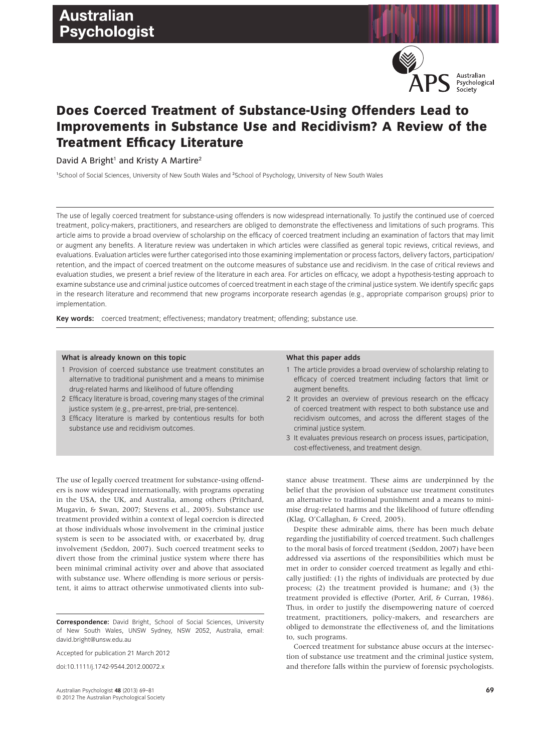# Does Coerced Treatment of Substance-Using Offenders Lead to Improvements in Substance Use and Recidivism? A Review of the Treatment Efficacy Literature

David A Bright[1] and Kristy A Martire[2]

[1]School of Social Sciences, University of New South Wales and [2]School of Psychology, University of New South Wales

The use of legally coerced treatment for substance-using offenders is now widespread internationally. To justify the continued use of coerced treatment, policy-makers, practitioners, and researchers are obliged to demonstrate the effectiveness and limitations of such programs. This article aims to provide a broad overview of scholarship on the efficacy of coerced treatment including an examination of factors that may limit or augment any benefits. A literature review was undertaken in which articles were classified as general topic reviews, critical reviews, and evaluations. Evaluation articles were further categorised into those examining implementation or process factors, delivery factors, participation/retention, and the impact of coerced treatment on the outcome measures of substance use and recidivism. In the case of critical reviews and evaluation studies, we present a brief review of the literature in each area. For articles on efficacy, we adopt a hypothesis-testing approach to examine substance use and criminal justice outcomes of coerced treatment in each stage of the criminal justice system. We identify specific gaps in the research literature and recommend that new programs incorporate research agendas (e.g., appropriate comparison groups) prior to implementation.

**Key words:** coerced treatment; effectiveness; mandatory treatment; offending; substance use.

**What is already known on this topic**

1. Provision of coerced substance use treatment constitutes an alternative to traditional punishment and a means to minimise drug-related harms and likelihood of future offending
2. Efficacy literature is broad, covering many stages of the criminal justice system (e.g., pre-arrest, pre-trial, pre-sentence).
3. Efficacy literature is marked by contentious results for both substance use and recidivism outcomes.

**What this paper adds**

1. The article provides a broad overview of scholarship relating to efficacy of coerced treatment including factors that limit or augment benefits.
2. It provides an overview of previous research on the efficacy of coerced treatment with respect to both substance use and recidivism outcomes, and across the different stages of the criminal justice system.
3. It evaluates previous research on process issues, participation, cost-effectiveness, and treatment design.

The use of legally coerced treatment for substance-using offenders is now widespread internationally, with programs operating in the USA, the UK, and Australia, among others (Pritchard, Mugavin, & Swan, 2007; Stevens et al., 2005). Substance use treatment provided within a context of legal coercion is directed at those individuals whose involvement in the criminal justice system is seen to be associated with, or exacerbated by, drug involvement (Seddon, 2007). Such coerced treatment seeks to divert those from the criminal justice system where there has been minimal criminal activity over and above that associated with substance use. Where offending is more serious or persistent, it aims to attract otherwise unmotivated clients into substance abuse treatment. These aims are underpinned by the belief that the provision of substance use treatment constitutes an alternative to traditional punishment and a means to minimise drug-related harms and the likelihood of future offending (Klag, O'Callaghan, & Creed, 2005).

Despite these admirable aims, there has been much debate regarding the justifiability of coerced treatment. Such challenges to the moral basis of forced treatment (Seddon, 2007) have been addressed via assertions of the responsibilities which must be met in order to consider coerced treatment as legally and ethically justified: (1) the rights of individuals are protected by due process; (2) the treatment provided is humane; and (3) the treatment provided is effective (Porter, Arif, & Curran, 1986). Thus, in order to justify the disempowering nature of coerced treatment, practitioners, policy-makers, and researchers are obliged to demonstrate the effectiveness of, and the limitations to, such programs.

Coerced treatment for substance abuse occurs at the intersection of substance use treatment and the criminal justice system, and therefore falls within the purview of forensic psychologists.

**Correspondence:** David Bright, School of Social Sciences, University of New South Wales, UNSW Sydney, NSW 2052, Australia, email: david.bright@unsw.edu.au

Accepted for publication 21 March 2012

doi:10.1111/j.1742-9544.2012.00072.x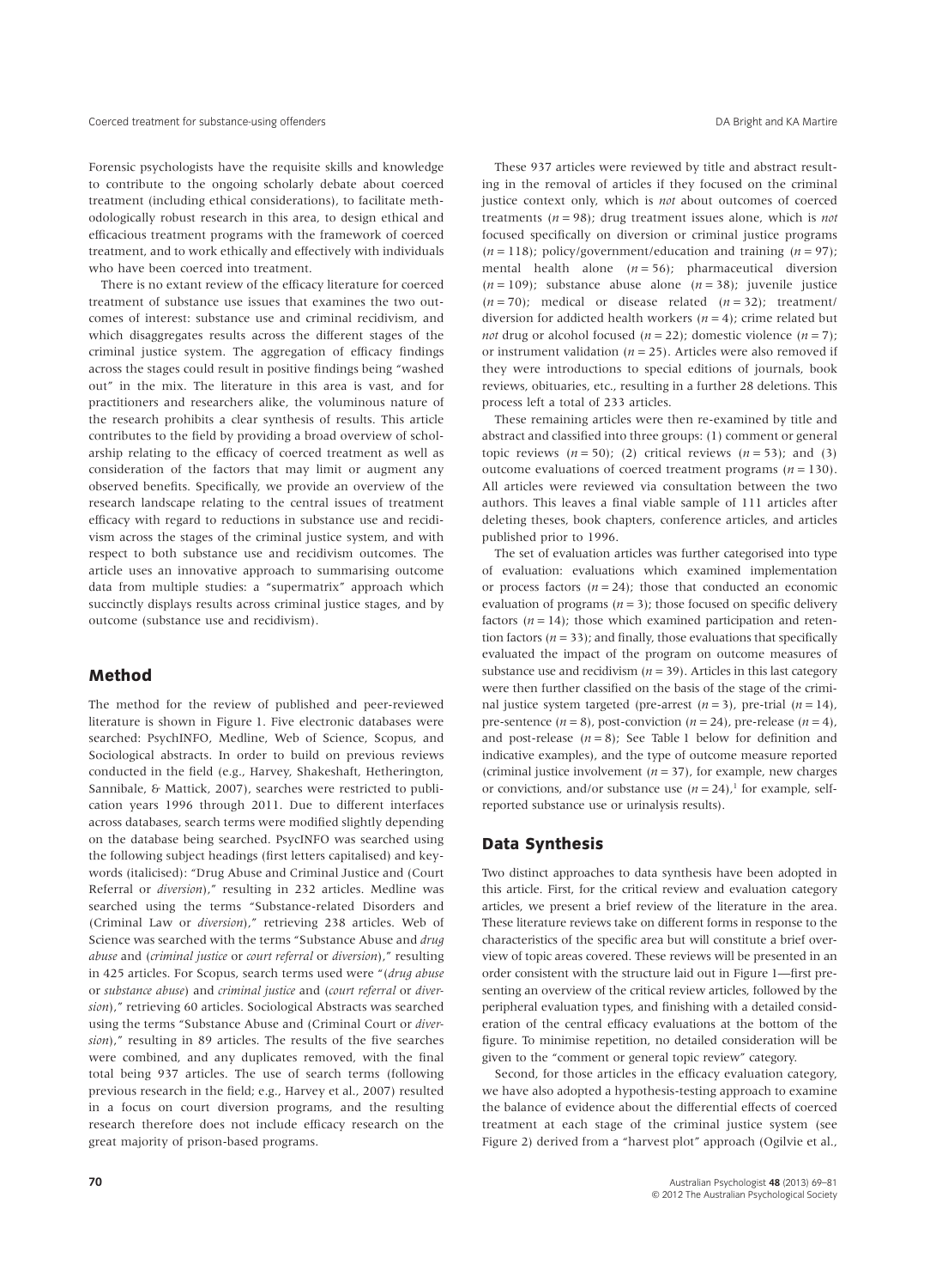Forensic psychologists have the requisite skills and knowledge to contribute to the ongoing scholarly debate about coerced treatment (including ethical considerations), to facilitate methodologically robust research in this area, to design ethical and efficacious treatment programs with the framework of coerced treatment, and to work ethically and effectively with individuals who have been coerced into treatment.

There is no extant review of the efficacy literature for coerced treatment of substance use issues that examines the two outcomes of interest: substance use and criminal recidivism, and which disaggregates results across the different stages of the criminal justice system. The aggregation of efficacy findings across the stages could result in positive findings being "washed out" in the mix. The literature in this area is vast, and for practitioners and researchers alike, the voluminous nature of the research prohibits a clear synthesis of results. This article contributes to the field by providing a broad overview of scholarship relating to the efficacy of coerced treatment as well as consideration of the factors that may limit or augment any observed benefits. Specifically, we provide an overview of the research landscape relating to the central issues of treatment efficacy with regard to reductions in substance use and recidivism across the stages of the criminal justice system, and with respect to both substance use and recidivism outcomes. The article uses an innovative approach to summarising outcome data from multiple studies: a "supermatrix" approach which succinctly displays results across criminal justice stages, and by outcome (substance use and recidivism).

## Method

The method for the review of published and peer-reviewed literature is shown in Figure 1. Five electronic databases were searched: PsychINFO, Medline, Web of Science, Scopus, and Sociological abstracts. In order to build on previous reviews conducted in the field (e.g., Harvey, Shakeshaft, Hetherington, Sannibale, & Mattick, 2007), searches were restricted to publication years 1996 through 2011. Due to different interfaces across databases, search terms were modified slightly depending on the database being searched. PsycINFO was searched using the following subject headings (first letters capitalised) and keywords (italicised): "Drug Abuse and Criminal Justice and (Court Referral or *diversion*)," resulting in 232 articles. Medline was searched using the terms "Substance-related Disorders and (Criminal Law or *diversion*)," retrieving 238 articles. Web of Science was searched with the terms "Substance Abuse and *drug abuse* and (*criminal justice* or *court referral* or *diversion*)," resulting in 425 articles. For Scopus, search terms used were "(*drug abuse* or *substance abuse*) and *criminal justice* and (*court referral* or *diversion*)," retrieving 60 articles. Sociological Abstracts was searched using the terms "Substance Abuse and (Criminal Court or *diversion*)," resulting in 89 articles. The results of the five searches were combined, and any duplicates removed, with the final total being 937 articles. The use of search terms (following previous research in the field; e.g., Harvey et al., 2007) resulted in a focus on court diversion programs, and the resulting research therefore does not include efficacy research on the great majority of prison-based programs.

These 937 articles were reviewed by title and abstract resulting in the removal of articles if they focused on the criminal justice context only, which is *not* about outcomes of coerced treatments ($n = 98$); drug treatment issues alone, which is *not* focused specifically on diversion or criminal justice programs ($n = 118$); policy/government/education and training ($n = 97$); mental health alone ($n = 56$); pharmaceutical diversion ($n = 109$); substance abuse alone ($n = 38$); juvenile justice ($n = 70$); medical or disease related ($n = 32$); treatment/diversion for addicted health workers ($n = 4$); crime related but *not* drug or alcohol focused ($n = 22$); domestic violence ($n = 7$); or instrument validation ($n = 25$). Articles were also removed if they were introductions to special editions of journals, book reviews, obituaries, etc., resulting in a further 28 deletions. This process left a total of 233 articles.

These remaining articles were then re-examined by title and abstract and classified into three groups: (1) comment or general topic reviews ($n = 50$); (2) critical reviews ($n = 53$); and (3) outcome evaluations of coerced treatment programs ($n = 130$). All articles were reviewed via consultation between the two authors. This leaves a final viable sample of 111 articles after deleting theses, book chapters, conference articles, and articles published prior to 1996.

The set of evaluation articles was further categorised into type of evaluation: evaluations which examined implementation or process factors ($n = 24$); those that conducted an economic evaluation of programs ($n = 3$); those focused on specific delivery factors ($n = 14$); those which examined participation and retention factors ($n = 33$); and finally, those evaluations that specifically evaluated the impact of the program on outcome measures of substance use and recidivism ($n = 39$). Articles in this last category were then further classified on the basis of the stage of the criminal justice system targeted (pre-arrest ($n = 3$), pre-trial ($n = 14$), pre-sentence ($n = 8$), post-conviction ($n = 24$), pre-release ($n = 4$), and post-release ($n = 8$); See Table 1 below for definition and indicative examples), and the type of outcome measure reported (criminal justice involvement ($n = 37$), for example, new charges or convictions, and/or substance use ($n = 24$),[1] for example, self-reported substance use or urinalysis results).

## Data Synthesis

Two distinct approaches to data synthesis have been adopted in this article. First, for the critical review and evaluation category articles, we present a brief review of the literature in the area. These literature reviews take on different forms in response to the characteristics of the specific area but will constitute a brief overview of topic areas covered. These reviews will be presented in an order consistent with the structure laid out in Figure 1—first presenting an overview of the critical review articles, followed by the peripheral evaluation types, and finishing with a detailed consideration of the central efficacy evaluations at the bottom of the figure. To minimise repetition, no detailed consideration will be given to the "comment or general topic review" category.

Second, for those articles in the efficacy evaluation category, we have also adopted a hypothesis-testing approach to examine the balance of evidence about the differential effects of coerced treatment at each stage of the criminal justice system (see Figure 2) derived from a "harvest plot" approach (Ogilvie et al.,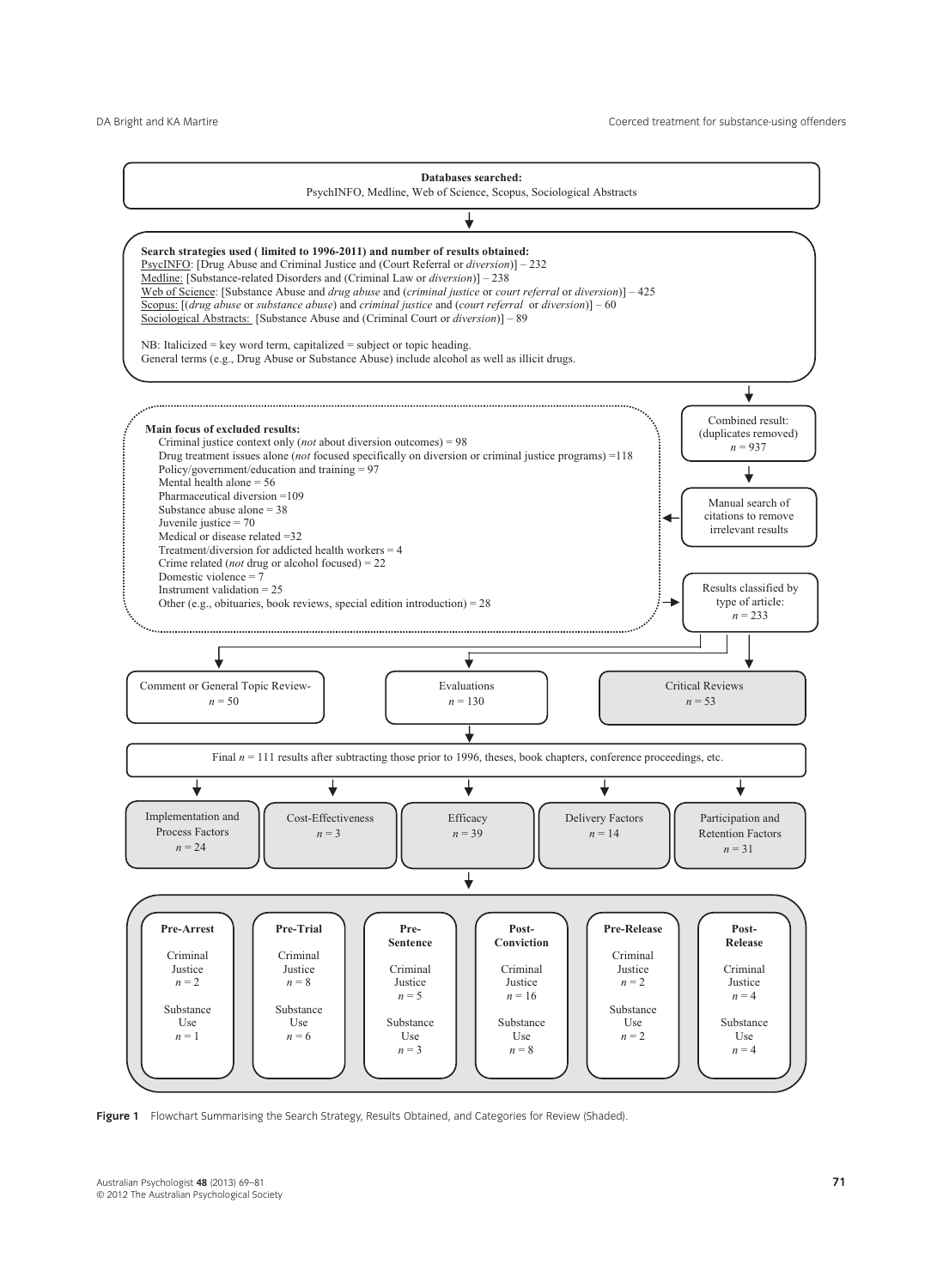**Databases searched:**
PsychINFO, Medline, Web of Science, Scopus, Sociological Abstracts

**Search strategies used ( limited to 1996-2011) and number of results obtained:**
PsycINFO: [Drug Abuse and Criminal Justice and (Court Referral or *diversion*)] – 232
Medline: [Substance-related Disorders and (Criminal Law or *diversion*)] – 238
Web of Science: [Substance Abuse and *drug abuse* and (*criminal justice* or *court referral* or *diversion*)] – 425
Scopus: [(*drug abuse* or *substance abuse*) and *criminal justice* and (*court referral* or *diversion*)] – 60
Sociological Abstracts: [Substance Abuse and (Criminal Court or *diversion*)] – 89

NB: Italicized = key word term, capitalized = subject or topic heading.
General terms (e.g., Drug Abuse or Substance Abuse) include alcohol as well as illicit drugs.

Combined result: (duplicates removed) $n$ = 937

Manual search of citations to remove irrelevant results

**Main focus of excluded results:**
- Criminal justice context only (*not* about diversion outcomes) = 98
- Drug treatment issues alone (*not* focused specifically on diversion or criminal justice programs) =118
- Policy/government/education and training = 97
- Mental health alone = 56
- Pharmaceutical diversion =109
- Substance abuse alone = 38
- Juvenile justice = 70
- Medical or disease related =32
- Treatment/diversion for addicted health workers = 4
- Crime related (*not* drug or alcohol focused) = 22
- Domestic violence = 7
- Instrument validation = 25
- Other (e.g., obituaries, book reviews, special edition introduction) = 28

Results classified by type of article: $n$ = 233

- Comment or General Topic Review- $n$ = 50
- Evaluations $n$ = 130
- Critical Reviews $n$ = 53

Final $n$ = 111 results after subtracting those prior to 1996, theses, book chapters, conference proceedings, etc.

- Implementation and Process Factors $n$ = 24
- Cost-Effectiveness $n$ = 3
- Efficacy $n$ = 39
- Delivery Factors $n$ = 14
- Participation and Retention Factors $n$ = 31

| | Pre-Arrest | Pre-Trial | Pre-Sentence | Post-Conviction | Pre-Release | Post-Release |
|---|---|---|---|---|---|---|
| Criminal Justice | $n$ = 2 | $n$ = 8 | $n$ = 5 | $n$ = 16 | $n$ = 2 | $n$ = 4 |
| Substance Use | $n$ = 1 | $n$ = 6 | $n$ = 3 | $n$ = 8 | $n$ = 2 | $n$ = 4 |

**Figure 1** Flowchart Summarising the Search Strategy, Results Obtained, and Categories for Review (Shaded).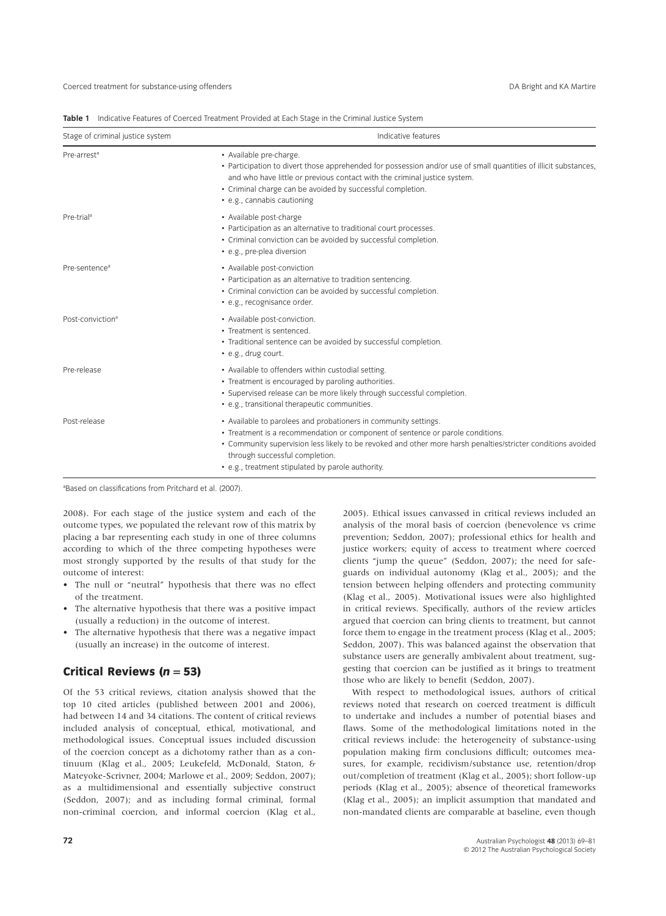**Table 1** Indicative Features of Coerced Treatment Provided at Each Stage in the Criminal Justice System

| Stage of criminal justice system | Indicative features |
|---|---|
| Pre-arrest[a] | • Available pre-charge. • Participation to divert those apprehended for possession and/or use of small quantities of illicit substances, and who have little or previous contact with the criminal justice system. • Criminal charge can be avoided by successful completion. • e.g., cannabis cautioning |
| Pre-trial[a] | • Available post-charge • Participation as an alternative to traditional court processes. • Criminal conviction can be avoided by successful completion. • e.g., pre-plea diversion |
| Pre-sentence[a] | • Available post-conviction • Participation as an alternative to tradition sentencing. • Criminal conviction can be avoided by successful completion. • e.g., recognisance order. |
| Post-conviction[a] | • Available post-conviction. • Treatment is sentenced. • Traditional sentence can be avoided by successful completion. • e.g., drug court. |
| Pre-release | • Available to offenders within custodial setting. • Treatment is encouraged by paroling authorities. • Supervised release can be more likely through successful completion. • e.g., transitional therapeutic communities. |
| Post-release | • Available to parolees and probationers in community settings. • Treatment is a recommendation or component of sentence or parole conditions. • Community supervision less likely to be revoked and other more harsh penalties/stricter conditions avoided through successful completion. • e.g., treatment stipulated by parole authority. |

[a]Based on classifications from Pritchard et al. (2007).

2008). For each stage of the justice system and each of the outcome types, we populated the relevant row of this matrix by placing a bar representing each study in one of three columns according to which of the three competing hypotheses were most strongly supported by the results of that study for the outcome of interest:

- The null or "neutral" hypothesis that there was no effect of the treatment.
- The alternative hypothesis that there was a positive impact (usually a reduction) in the outcome of interest.
- The alternative hypothesis that there was a negative impact (usually an increase) in the outcome of interest.

## Critical Reviews (*n* = 53)

Of the 53 critical reviews, citation analysis showed that the top 10 cited articles (published between 2001 and 2006), had between 14 and 34 citations. The content of critical reviews included analysis of conceptual, ethical, motivational, and methodological issues. Conceptual issues included discussion of the coercion concept as a dichotomy rather than as a continuum (Klag et al., 2005; Leukefeld, McDonald, Staton, & Mateyoke-Scrivner, 2004; Marlowe et al., 2009; Seddon, 2007); as a multidimensional and essentially subjective construct (Seddon, 2007); and as including formal criminal, formal non-criminal coercion, and informal coercion (Klag et al., 2005). Ethical issues canvassed in critical reviews included an analysis of the moral basis of coercion (benevolence vs crime prevention; Seddon, 2007); professional ethics for health and justice workers; equity of access to treatment where coerced clients "jump the queue" (Seddon, 2007); the need for safeguards on individual autonomy (Klag et al., 2005); and the tension between helping offenders and protecting community (Klag et al., 2005). Motivational issues were also highlighted in critical reviews. Specifically, authors of the review articles argued that coercion can bring clients to treatment, but cannot force them to engage in the treatment process (Klag et al., 2005; Seddon, 2007). This was balanced against the observation that substance users are generally ambivalent about treatment, suggesting that coercion can be justified as it brings to treatment those who are likely to benefit (Seddon, 2007).

With respect to methodological issues, authors of critical reviews noted that research on coerced treatment is difficult to undertake and includes a number of potential biases and flaws. Some of the methodological limitations noted in the critical reviews include: the heterogeneity of substance-using population making firm conclusions difficult; outcomes measures, for example, recidivism/substance use, retention/drop out/completion of treatment (Klag et al., 2005); short follow-up periods (Klag et al., 2005); absence of theoretical frameworks (Klag et al., 2005); an implicit assumption that mandated and non-mandated clients are comparable at baseline, even though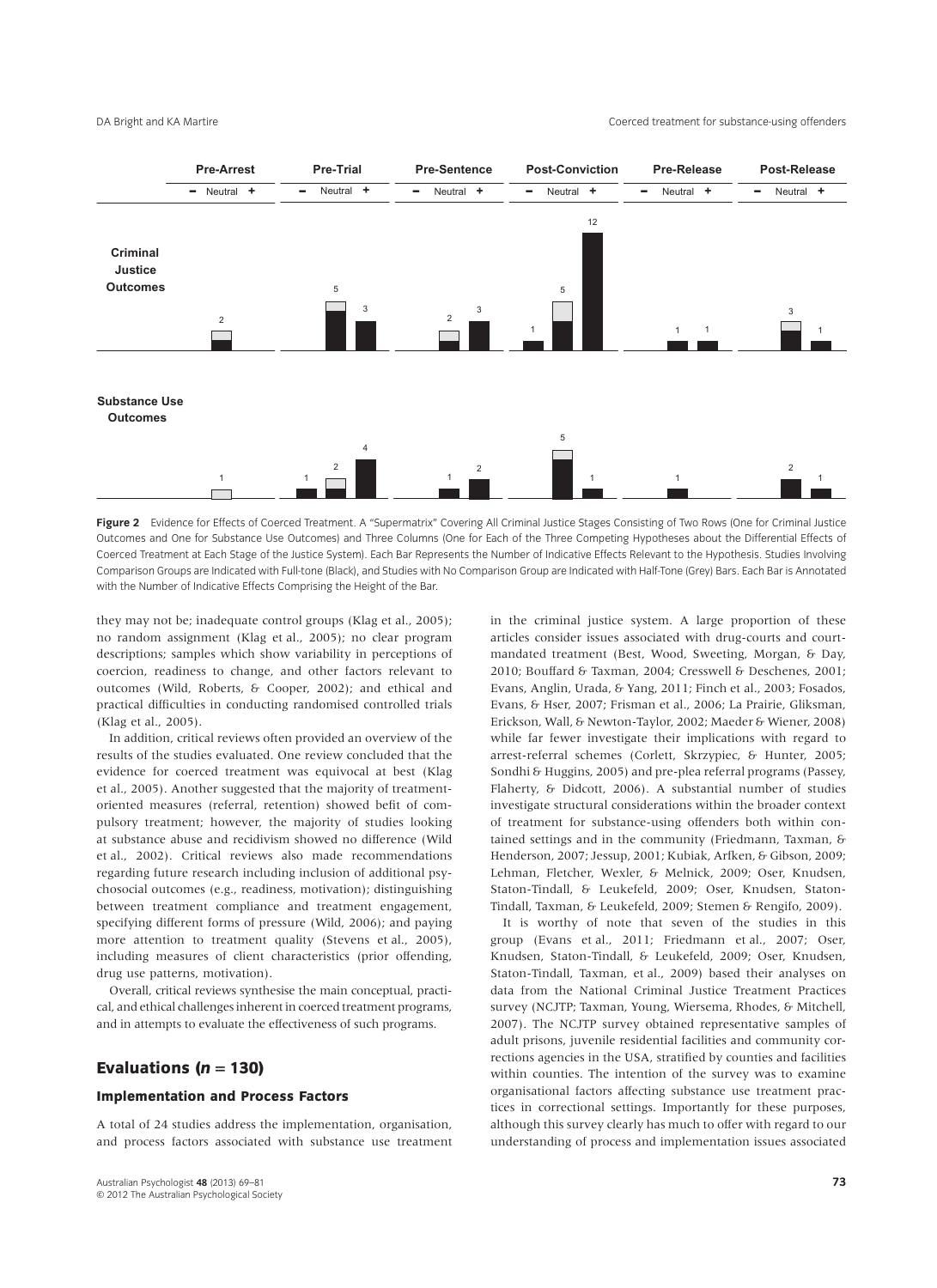Figure 2 Evidence for Effects of Coerced Treatment. A "Supermatrix" Covering All Criminal Justice Stages Consisting of Two Rows (One for Criminal Justice Outcomes and One for Substance Use Outcomes) and Three Columns (One for Each of the Three Competing Hypotheses about the Differential Effects of Coerced Treatment at Each Stage of the Justice System). Each Bar Represents the Number of Indicative Effects Relevant to the Hypothesis. Studies Involving Comparison Groups are Indicated with Full-tone (Black), and Studies with No Comparison Group are Indicated with Half-Tone (Grey) Bars. Each Bar is Annotated with the Number of Indicative Effects Comprising the Height of the Bar.

they may not be; inadequate control groups (Klag et al., 2005); no random assignment (Klag et al., 2005); no clear program descriptions; samples which show variability in perceptions of coercion, readiness to change, and other factors relevant to outcomes (Wild, Roberts, & Cooper, 2002); and ethical and practical difficulties in conducting randomised controlled trials (Klag et al., 2005).

In addition, critical reviews often provided an overview of the results of the studies evaluated. One review concluded that the evidence for coerced treatment was equivocal at best (Klag et al., 2005). Another suggested that the majority of treatment-oriented measures (referral, retention) showed befit of compulsory treatment; however, the majority of studies looking at substance abuse and recidivism showed no difference (Wild et al., 2002). Critical reviews also made recommendations regarding future research including inclusion of additional psychosocial outcomes (e.g., readiness, motivation); distinguishing between treatment compliance and treatment engagement, specifying different forms of pressure (Wild, 2006); and paying more attention to treatment quality (Stevens et al., 2005), including measures of client characteristics (prior offending, drug use patterns, motivation).

Overall, critical reviews synthesise the main conceptual, practical, and ethical challenges inherent in coerced treatment programs, and in attempts to evaluate the effectiveness of such programs.

## Evaluations ($n = 130$)

### Implementation and Process Factors

A total of 24 studies address the implementation, organisation, and process factors associated with substance use treatment in the criminal justice system. A large proportion of these articles consider issues associated with drug-courts and court-mandated treatment (Best, Wood, Sweeting, Morgan, & Day, 2010; Bouffard & Taxman, 2004; Cresswell & Deschenes, 2001; Evans, Anglin, Urada, & Yang, 2011; Finch et al., 2003; Fosados, Evans, & Hser, 2007; Frisman et al., 2006; La Prairie, Gliksman, Erickson, Wall, & Newton-Taylor, 2002; Maeder & Wiener, 2008) while far fewer investigate their implications with regard to arrest-referral schemes (Corlett, Skrzypiec, & Hunter, 2005; Sondhi & Huggins, 2005) and pre-plea referral programs (Passey, Flaherty, & Didcott, 2006). A substantial number of studies investigate structural considerations within the broader context of treatment for substance-using offenders both within contained settings and in the community (Friedmann, Taxman, & Henderson, 2007; Jessup, 2001; Kubiak, Arfken, & Gibson, 2009; Lehman, Fletcher, Wexler, & Melnick, 2009; Oser, Knudsen, Staton-Tindall, & Leukefeld, 2009; Oser, Knudsen, Staton-Tindall, Taxman, & Leukefeld, 2009; Stemen & Rengifo, 2009).

It is worthy of note that seven of the studies in this group (Evans et al., 2011; Friedmann et al., 2007; Oser, Knudsen, Staton-Tindall, & Leukefeld, 2009; Oser, Knudsen, Staton-Tindall, Taxman, et al., 2009) based their analyses on data from the National Criminal Justice Treatment Practices survey (NCJTP; Taxman, Young, Wiersema, Rhodes, & Mitchell, 2007). The NCJTP survey obtained representative samples of adult prisons, juvenile residential facilities and community corrections agencies in the USA, stratified by counties and facilities within counties. The intention of the survey was to examine organisational factors affecting substance use treatment practices in correctional settings. Importantly for these purposes, although this survey clearly has much to offer with regard to our understanding of process and implementation issues associated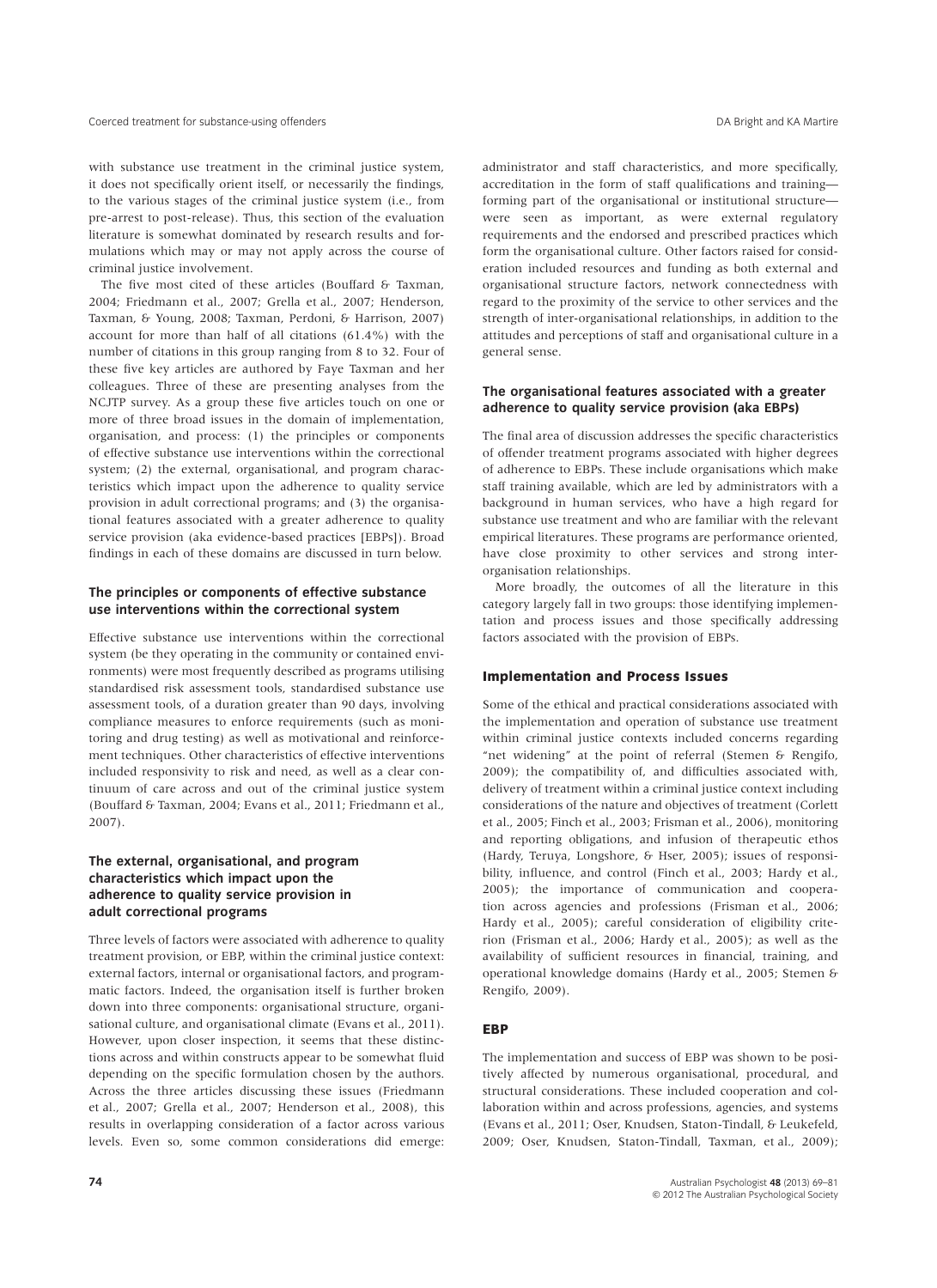with substance use treatment in the criminal justice system, it does not specifically orient itself, or necessarily the findings, to the various stages of the criminal justice system (i.e., from pre-arrest to post-release). Thus, this section of the evaluation literature is somewhat dominated by research results and formulations which may or may not apply across the course of criminal justice involvement.

The five most cited of these articles (Bouffard & Taxman, 2004; Friedmann et al., 2007; Grella et al., 2007; Henderson, Taxman, & Young, 2008; Taxman, Perdoni, & Harrison, 2007) account for more than half of all citations (61.4%) with the number of citations in this group ranging from 8 to 32. Four of these five key articles are authored by Faye Taxman and her colleagues. Three of these are presenting analyses from the NCJTP survey. As a group these five articles touch on one or more of three broad issues in the domain of implementation, organisation, and process: (1) the principles or components of effective substance use interventions within the correctional system; (2) the external, organisational, and program characteristics which impact upon the adherence to quality service provision in adult correctional programs; and (3) the organisational features associated with a greater adherence to quality service provision (aka evidence-based practices [EBPs]). Broad findings in each of these domains are discussed in turn below.

### The principles or components of effective substance use interventions within the correctional system

Effective substance use interventions within the correctional system (be they operating in the community or contained environments) were most frequently described as programs utilising standardised risk assessment tools, standardised substance use assessment tools, of a duration greater than 90 days, involving compliance measures to enforce requirements (such as monitoring and drug testing) as well as motivational and reinforcement techniques. Other characteristics of effective interventions included responsivity to risk and need, as well as a clear continuum of care across and out of the criminal justice system (Bouffard & Taxman, 2004; Evans et al., 2011; Friedmann et al., 2007).

### The external, organisational, and program characteristics which impact upon the adherence to quality service provision in adult correctional programs

Three levels of factors were associated with adherence to quality treatment provision, or EBP, within the criminal justice context: external factors, internal or organisational factors, and programmatic factors. Indeed, the organisation itself is further broken down into three components: organisational structure, organisational culture, and organisational climate (Evans et al., 2011). However, upon closer inspection, it seems that these distinctions across and within constructs appear to be somewhat fluid depending on the specific formulation chosen by the authors. Across the three articles discussing these issues (Friedmann et al., 2007; Grella et al., 2007; Henderson et al., 2008), this results in overlapping consideration of a factor across various levels. Even so, some common considerations did emerge: administrator and staff characteristics, and more specifically, accreditation in the form of staff qualifications and training—forming part of the organisational or institutional structure—were seen as important, as were external regulatory requirements and the endorsed and prescribed practices which form the organisational culture. Other factors raised for consideration included resources and funding as both external and organisational structure factors, network connectedness with regard to the proximity of the service to other services and the strength of inter-organisational relationships, in addition to the attitudes and perceptions of staff and organisational culture in a general sense.

### The organisational features associated with a greater adherence to quality service provision (aka EBPs)

The final area of discussion addresses the specific characteristics of offender treatment programs associated with higher degrees of adherence to EBPs. These include organisations which make staff training available, which are led by administrators with a background in human services, who have a high regard for substance use treatment and who are familiar with the relevant empirical literatures. These programs are performance oriented, have close proximity to other services and strong inter-organisation relationships.

More broadly, the outcomes of all the literature in this category largely fall in two groups: those identifying implementation and process issues and those specifically addressing factors associated with the provision of EBPs.

## Implementation and Process Issues

Some of the ethical and practical considerations associated with the implementation and operation of substance use treatment within criminal justice contexts included concerns regarding "net widening" at the point of referral (Stemen & Rengifo, 2009); the compatibility of, and difficulties associated with, delivery of treatment within a criminal justice context including considerations of the nature and objectives of treatment (Corlett et al., 2005; Finch et al., 2003; Frisman et al., 2006), monitoring and reporting obligations, and infusion of therapeutic ethos (Hardy, Teruya, Longshore, & Hser, 2005); issues of responsibility, influence, and control (Finch et al., 2003; Hardy et al., 2005); the importance of communication and cooperation across agencies and professions (Frisman et al., 2006; Hardy et al., 2005); careful consideration of eligibility criterion (Frisman et al., 2006; Hardy et al., 2005); as well as the availability of sufficient resources in financial, training, and operational knowledge domains (Hardy et al., 2005; Stemen & Rengifo, 2009).

## EBP

The implementation and success of EBP was shown to be positively affected by numerous organisational, procedural, and structural considerations. These included cooperation and collaboration within and across professions, agencies, and systems (Evans et al., 2011; Oser, Knudsen, Staton-Tindall, & Leukefeld, 2009; Oser, Knudsen, Staton-Tindall, Taxman, et al., 2009);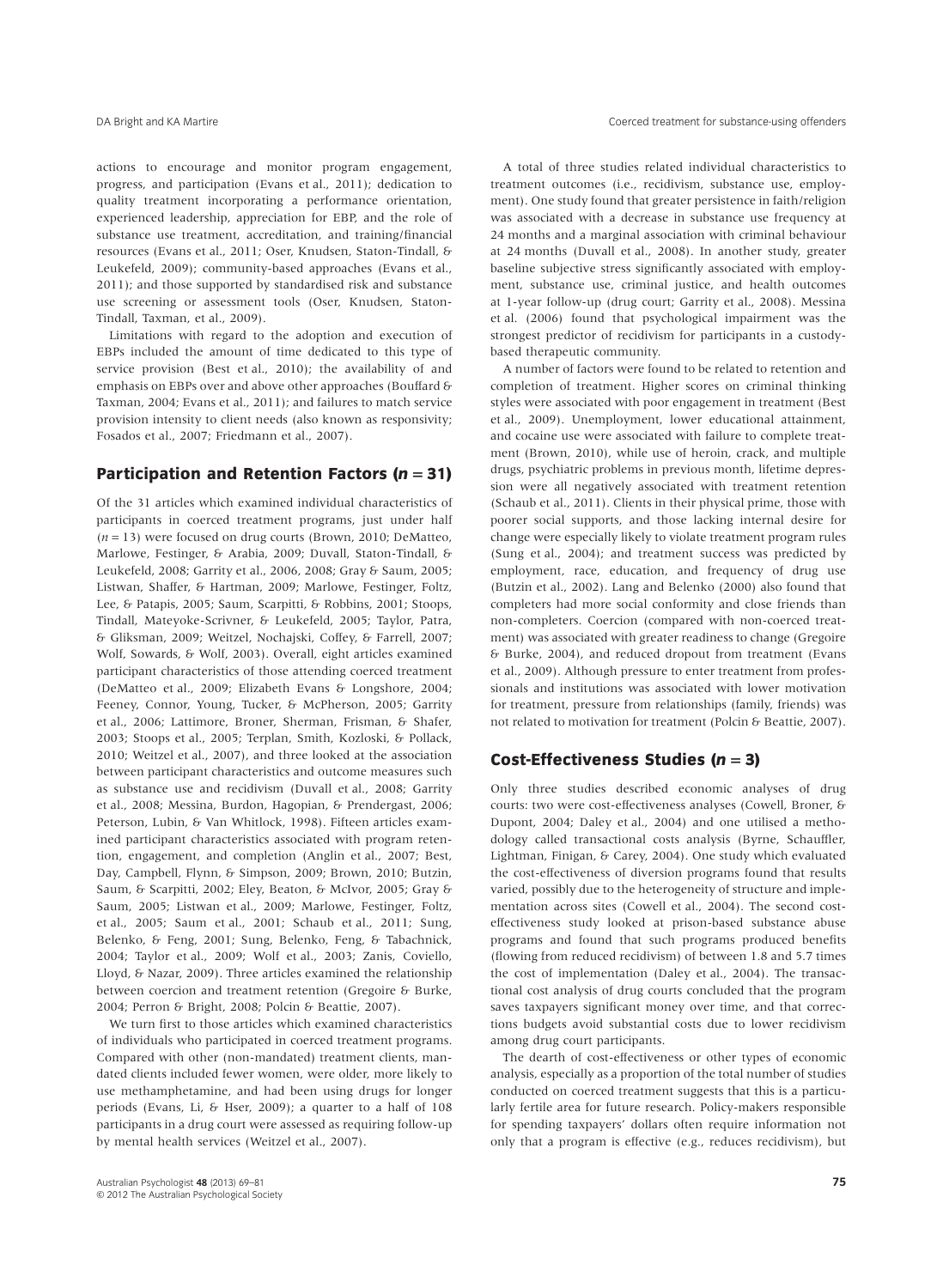actions to encourage and monitor program engagement, progress, and participation (Evans et al., 2011); dedication to quality treatment incorporating a performance orientation, experienced leadership, appreciation for EBP, and the role of substance use treatment, accreditation, and training/financial resources (Evans et al., 2011; Oser, Knudsen, Staton-Tindall, & Leukefeld, 2009); community-based approaches (Evans et al., 2011); and those supported by standardised risk and substance use screening or assessment tools (Oser, Knudsen, Staton-Tindall, Taxman, et al., 2009).

Limitations with regard to the adoption and execution of EBPs included the amount of time dedicated to this type of service provision (Best et al., 2010); the availability of and emphasis on EBPs over and above other approaches (Bouffard & Taxman, 2004; Evans et al., 2011); and failures to match service provision intensity to client needs (also known as responsivity; Fosados et al., 2007; Friedmann et al., 2007).

## Participation and Retention Factors (*n* = 31)

Of the 31 articles which examined individual characteristics of participants in coerced treatment programs, just under half (*n* = 13) were focused on drug courts (Brown, 2010; DeMatteo, Marlowe, Festinger, & Arabia, 2009; Duvall, Staton-Tindall, & Leukefeld, 2008; Garrity et al., 2006, 2008; Gray & Saum, 2005; Listwan, Shaffer, & Hartman, 2009; Marlowe, Festinger, Foltz, Lee, & Patapis, 2005; Saum, Scarpitti, & Robbins, 2001; Stoops, Tindall, Mateyoke-Scrivner, & Leukefeld, 2005; Taylor, Patra, & Gliksman, 2009; Weitzel, Nochajski, Coffey, & Farrell, 2007; Wolf, Sowards, & Wolf, 2003). Overall, eight articles examined participant characteristics of those attending coerced treatment (DeMatteo et al., 2009; Elizabeth Evans & Longshore, 2004; Feeney, Connor, Young, Tucker, & McPherson, 2005; Garrity et al., 2006; Lattimore, Broner, Sherman, Frisman, & Shafer, 2003; Stoops et al., 2005; Terplan, Smith, Kozloski, & Pollack, 2010; Weitzel et al., 2007), and three looked at the association between participant characteristics and outcome measures such as substance use and recidivism (Duvall et al., 2008; Garrity et al., 2008; Messina, Burdon, Hagopian, & Prendergast, 2006; Peterson, Lubin, & Van Whitlock, 1998). Fifteen articles examined participant characteristics associated with program retention, engagement, and completion (Anglin et al., 2007; Best, Day, Campbell, Flynn, & Simpson, 2009; Brown, 2010; Butzin, Saum, & Scarpitti, 2002; Eley, Beaton, & McIvor, 2005; Gray & Saum, 2005; Listwan et al., 2009; Marlowe, Festinger, Foltz, et al., 2005; Saum et al., 2001; Schaub et al., 2011; Sung, Belenko, & Feng, 2001; Sung, Belenko, Feng, & Tabachnick, 2004; Taylor et al., 2009; Wolf et al., 2003; Zanis, Coviello, Lloyd, & Nazar, 2009). Three articles examined the relationship between coercion and treatment retention (Gregoire & Burke, 2004; Perron & Bright, 2008; Polcin & Beattie, 2007).

We turn first to those articles which examined characteristics of individuals who participated in coerced treatment programs. Compared with other (non-mandated) treatment clients, mandated clients included fewer women, were older, more likely to use methamphetamine, and had been using drugs for longer periods (Evans, Li, & Hser, 2009); a quarter to a half of 108 participants in a drug court were assessed as requiring follow-up by mental health services (Weitzel et al., 2007).

A total of three studies related individual characteristics to treatment outcomes (i.e., recidivism, substance use, employment). One study found that greater persistence in faith/religion was associated with a decrease in substance use frequency at 24 months and a marginal association with criminal behaviour at 24 months (Duvall et al., 2008). In another study, greater baseline subjective stress significantly associated with employment, substance use, criminal justice, and health outcomes at 1-year follow-up (drug court; Garrity et al., 2008). Messina et al. (2006) found that psychological impairment was the strongest predictor of recidivism for participants in a custody-based therapeutic community.

A number of factors were found to be related to retention and completion of treatment. Higher scores on criminal thinking styles were associated with poor engagement in treatment (Best et al., 2009). Unemployment, lower educational attainment, and cocaine use were associated with failure to complete treatment (Brown, 2010), while use of heroin, crack, and multiple drugs, psychiatric problems in previous month, lifetime depression were all negatively associated with treatment retention (Schaub et al., 2011). Clients in their physical prime, those with poorer social supports, and those lacking internal desire for change were especially likely to violate treatment program rules (Sung et al., 2004); and treatment success was predicted by employment, race, education, and frequency of drug use (Butzin et al., 2002). Lang and Belenko (2000) also found that completers had more social conformity and close friends than non-completers. Coercion (compared with non-coerced treatment) was associated with greater readiness to change (Gregoire & Burke, 2004), and reduced dropout from treatment (Evans et al., 2009). Although pressure to enter treatment from professionals and institutions was associated with lower motivation for treatment, pressure from relationships (family, friends) was not related to motivation for treatment (Polcin & Beattie, 2007).

## Cost-Effectiveness Studies (*n* = 3)

Only three studies described economic analyses of drug courts: two were cost-effectiveness analyses (Cowell, Broner, & Dupont, 2004; Daley et al., 2004) and one utilised a methodology called transactional costs analysis (Byrne, Schauffler, Lightman, Finigan, & Carey, 2004). One study which evaluated the cost-effectiveness of diversion programs found that results varied, possibly due to the heterogeneity of structure and implementation across sites (Cowell et al., 2004). The second cost-effectiveness study looked at prison-based substance abuse programs and found that such programs produced benefits (flowing from reduced recidivism) of between 1.8 and 5.7 times the cost of implementation (Daley et al., 2004). The transactional cost analysis of drug courts concluded that the program saves taxpayers significant money over time, and that corrections budgets avoid substantial costs due to lower recidivism among drug court participants.

The dearth of cost-effectiveness or other types of economic analysis, especially as a proportion of the total number of studies conducted on coerced treatment suggests that this is a particularly fertile area for future research. Policy-makers responsible for spending taxpayers' dollars often require information not only that a program is effective (e.g., reduces recidivism), but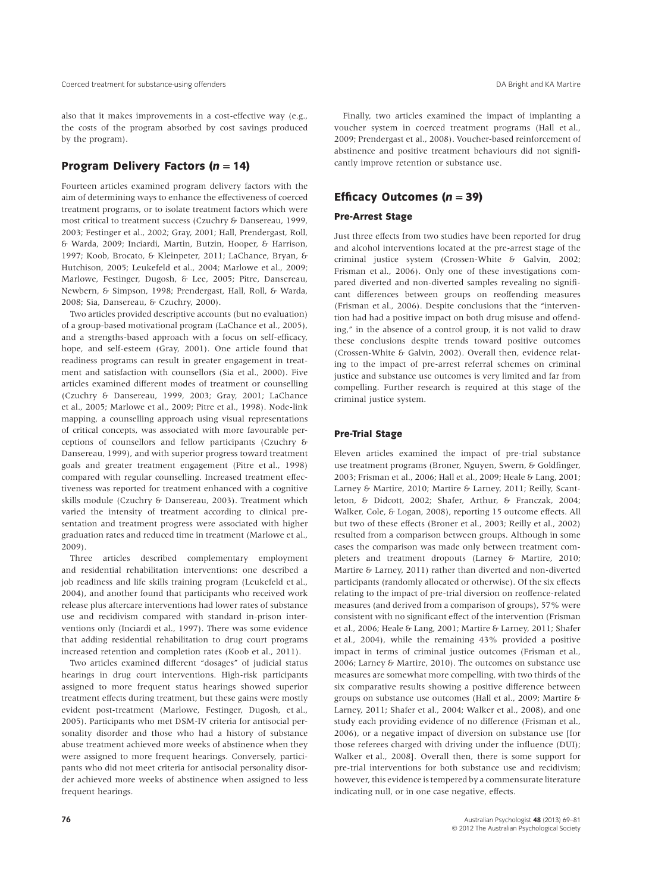also that it makes improvements in a cost-effective way (e.g., the costs of the program absorbed by cost savings produced by the program).

## Program Delivery Factors (*n* = 14)

Fourteen articles examined program delivery factors with the aim of determining ways to enhance the effectiveness of coerced treatment programs, or to isolate treatment factors which were most critical to treatment success (Czuchry & Dansereau, 1999, 2003; Festinger et al., 2002; Gray, 2001; Hall, Prendergast, Roll, & Warda, 2009; Inciardi, Martin, Butzin, Hooper, & Harrison, 1997; Koob, Brocato, & Kleinpeter, 2011; LaChance, Bryan, & Hutchison, 2005; Leukefeld et al., 2004; Marlowe et al., 2009; Marlowe, Festinger, Dugosh, & Lee, 2005; Pitre, Dansereau, Newbern, & Simpson, 1998; Prendergast, Hall, Roll, & Warda, 2008; Sia, Dansereau, & Czuchry, 2000).

Two articles provided descriptive accounts (but no evaluation) of a group-based motivational program (LaChance et al., 2005), and a strengths-based approach with a focus on self-efficacy, hope, and self-esteem (Gray, 2001). One article found that readiness programs can result in greater engagement in treatment and satisfaction with counsellors (Sia et al., 2000). Five articles examined different modes of treatment or counselling (Czuchry & Dansereau, 1999, 2003; Gray, 2001; LaChance et al., 2005; Marlowe et al., 2009; Pitre et al., 1998). Node-link mapping, a counselling approach using visual representations of critical concepts, was associated with more favourable perceptions of counsellors and fellow participants (Czuchry & Dansereau, 1999), and with superior progress toward treatment goals and greater treatment engagement (Pitre et al., 1998) compared with regular counselling. Increased treatment effectiveness was reported for treatment enhanced with a cognitive skills module (Czuchry & Dansereau, 2003). Treatment which varied the intensity of treatment according to clinical presentation and treatment progress were associated with higher graduation rates and reduced time in treatment (Marlowe et al., 2009).

Three articles described complementary employment and residential rehabilitation interventions: one described a job readiness and life skills training program (Leukefeld et al., 2004), and another found that participants who received work release plus aftercare interventions had lower rates of substance use and recidivism compared with standard in-prison interventions only (Inciardi et al., 1997). There was some evidence that adding residential rehabilitation to drug court programs increased retention and completion rates (Koob et al., 2011).

Two articles examined different "dosages" of judicial status hearings in drug court interventions. High-risk participants assigned to more frequent status hearings showed superior treatment effects during treatment, but these gains were mostly evident post-treatment (Marlowe, Festinger, Dugosh, et al., 2005). Participants who met DSM-IV criteria for antisocial personality disorder and those who had a history of substance abuse treatment achieved more weeks of abstinence when they were assigned to more frequent hearings. Conversely, participants who did not meet criteria for antisocial personality disorder achieved more weeks of abstinence when assigned to less frequent hearings.

Finally, two articles examined the impact of implanting a voucher system in coerced treatment programs (Hall et al., 2009; Prendergast et al., 2008). Voucher-based reinforcement of abstinence and positive treatment behaviours did not significantly improve retention or substance use.

## Efficacy Outcomes (*n* = 39)

### Pre-Arrest Stage

Just three effects from two studies have been reported for drug and alcohol interventions located at the pre-arrest stage of the criminal justice system (Crossen-White & Galvin, 2002; Frisman et al., 2006). Only one of these investigations compared diverted and non-diverted samples revealing no significant differences between groups on reoffending measures (Frisman et al., 2006). Despite conclusions that the "intervention had had a positive impact on both drug misuse and offending," in the absence of a control group, it is not valid to draw these conclusions despite trends toward positive outcomes (Crossen-White & Galvin, 2002). Overall then, evidence relating to the impact of pre-arrest referral schemes on criminal justice and substance use outcomes is very limited and far from compelling. Further research is required at this stage of the criminal justice system.

### Pre-Trial Stage

Eleven articles examined the impact of pre-trial substance use treatment programs (Broner, Nguyen, Swern, & Goldfinger, 2003; Frisman et al., 2006; Hall et al., 2009; Heale & Lang, 2001; Larney & Martire, 2010; Martire & Larney, 2011; Reilly, Scantleton, & Didcott, 2002; Shafer, Arthur, & Franczak, 2004; Walker, Cole, & Logan, 2008), reporting 15 outcome effects. All but two of these effects (Broner et al., 2003; Reilly et al., 2002) resulted from a comparison between groups. Although in some cases the comparison was made only between treatment completers and treatment dropouts (Larney & Martire, 2010; Martire & Larney, 2011) rather than diverted and non-diverted participants (randomly allocated or otherwise). Of the six effects relating to the impact of pre-trial diversion on reoffence-related measures (and derived from a comparison of groups), 57% were consistent with no significant effect of the intervention (Frisman et al., 2006; Heale & Lang, 2001; Martire & Larney, 2011; Shafer et al., 2004), while the remaining 43% provided a positive impact in terms of criminal justice outcomes (Frisman et al., 2006; Larney & Martire, 2010). The outcomes on substance use measures are somewhat more compelling, with two thirds of the six comparative results showing a positive difference between groups on substance use outcomes (Hall et al., 2009; Martire & Larney, 2011; Shafer et al., 2004; Walker et al., 2008), and one study each providing evidence of no difference (Frisman et al., 2006), or a negative impact of diversion on substance use [for those referees charged with driving under the influence (DUI); Walker et al., 2008]. Overall then, there is some support for pre-trial interventions for both substance use and recidivism; however, this evidence is tempered by a commensurate literature indicating null, or in one case negative, effects.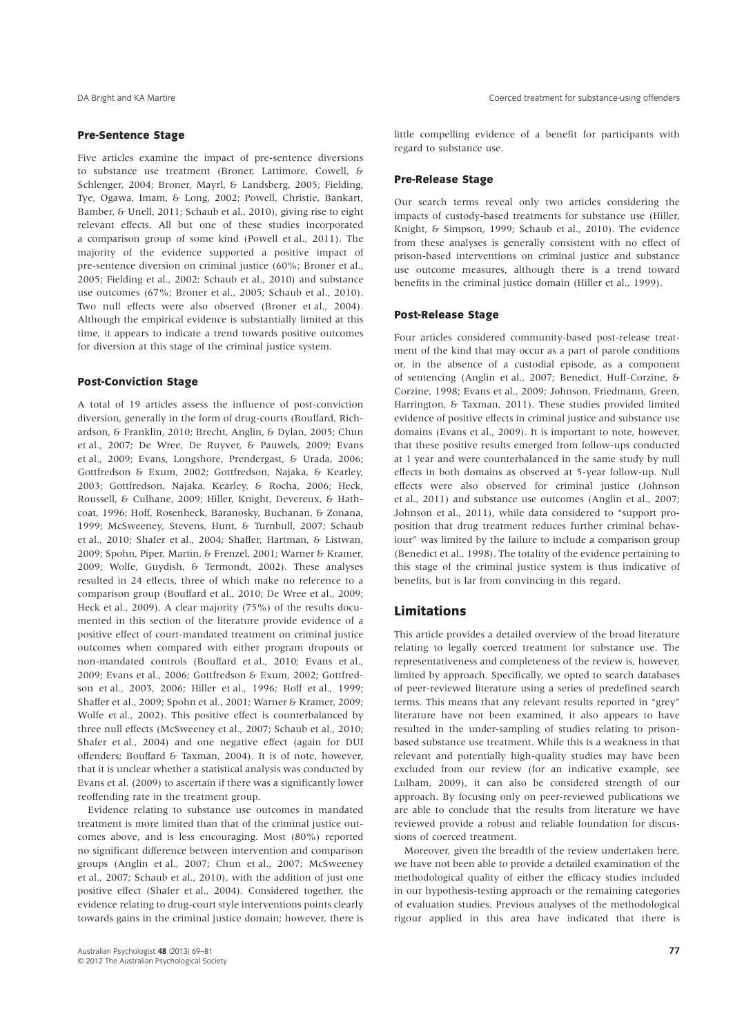### Pre-Sentence Stage

Five articles examine the impact of pre-sentence diversions to substance use treatment (Broner, Lattimore, Cowell, & Schlenger, 2004; Broner, Mayrl, & Landsberg, 2005; Fielding, Tye, Ogawa, Imam, & Long, 2002; Powell, Christie, Bankart, Bamber, & Unell, 2011; Schaub et al., 2010), giving rise to eight relevant effects. All but one of these studies incorporated a comparison group of some kind (Powell et al., 2011). The majority of the evidence supported a positive impact of pre-sentence diversion on criminal justice (60%; Broner et al., 2005; Fielding et al., 2002; Schaub et al., 2010) and substance use outcomes (67%; Broner et al., 2005; Schaub et al., 2010). Two null effects were also observed (Broner et al., 2004). Although the empirical evidence is substantially limited at this time, it appears to indicate a trend towards positive outcomes for diversion at this stage of the criminal justice system.

### Post-Conviction Stage

A total of 19 articles assess the influence of post-conviction diversion, generally in the form of drug-courts (Bouffard, Richardson, & Franklin, 2010; Brecht, Anglin, & Dylan, 2005; Chun et al., 2007; De Wree, De Ruyver, & Pauwels, 2009; Evans et al., 2009; Evans, Longshore, Prendergast, & Urada, 2006; Gottfredson & Exum, 2002; Gottfredson, Najaka, & Kearley, 2003; Gottfredson, Najaka, Kearley, & Rocha, 2006; Heck, Roussell, & Culhane, 2009; Hiller, Knight, Devereux, & Hathcoat, 1996; Hoff, Rosenheck, Baranosky, Buchanan, & Zonana, 1999; McSweeney, Stevens, Hunt, & Turnbull, 2007; Schaub et al., 2010; Shafer et al., 2004; Shaffer, Hartman, & Listwan, 2009; Spohn, Piper, Martin, & Frenzel, 2001; Warner & Kramer, 2009; Wolfe, Guydish, & Termondt, 2002). These analyses resulted in 24 effects, three of which make no reference to a comparison group (Bouffard et al., 2010; De Wree et al., 2009; Heck et al., 2009). A clear majority (75%) of the results documented in this section of the literature provide evidence of a positive effect of court-mandated treatment on criminal justice outcomes when compared with either program dropouts or non-mandated controls (Bouffard et al., 2010; Evans et al., 2009; Evans et al., 2006; Gottfredson & Exum, 2002; Gottfredson et al., 2003, 2006; Hiller et al., 1996; Hoff et al., 1999; Shaffer et al., 2009; Spohn et al., 2001; Warner & Kramer, 2009; Wolfe et al., 2002). This positive effect is counterbalanced by three null effects (McSweeney et al., 2007; Schaub et al., 2010; Shafer et al., 2004) and one negative effect (again for DUI offenders; Bouffard & Taxman, 2004). It is of note, however, that it is unclear whether a statistical analysis was conducted by Evans et al. (2009) to ascertain if there was a significantly lower reoffending rate in the treatment group.

Evidence relating to substance use outcomes in mandated treatment is more limited than that of the criminal justice outcomes above, and is less encouraging. Most (80%) reported no significant difference between intervention and comparison groups (Anglin et al., 2007; Chun et al., 2007; McSweeney et al., 2007; Schaub et al., 2010), with the addition of just one positive effect (Shafer et al., 2004). Considered together, the evidence relating to drug-court style interventions points clearly towards gains in the criminal justice domain; however, there is little compelling evidence of a benefit for participants with regard to substance use.

### Pre-Release Stage

Our search terms reveal only two articles considering the impacts of custody-based treatments for substance use (Hiller, Knight, & Simpson, 1999; Schaub et al., 2010). The evidence from these analyses is generally consistent with no effect of prison-based interventions on criminal justice and substance use outcome measures, although there is a trend toward benefits in the criminal justice domain (Hiller et al., 1999).

### Post-Release Stage

Four articles considered community-based post-release treatment of the kind that may occur as a part of parole conditions or, in the absence of a custodial episode, as a component of sentencing (Anglin et al., 2007; Benedict, Huff-Corzine, & Corzine, 1998; Evans et al., 2009; Johnson, Friedmann, Green, Harrington, & Taxman, 2011). These studies provided limited evidence of positive effects in criminal justice and substance use domains (Evans et al., 2009). It is important to note, however, that these positive results emerged from follow-ups conducted at 1 year and were counterbalanced in the same study by null effects in both domains as observed at 5-year follow-up. Null effects were also observed for criminal justice (Johnson et al., 2011) and substance use outcomes (Anglin et al., 2007; Johnson et al., 2011), while data considered to "support proposition that drug treatment reduces further criminal behaviour" was limited by the failure to include a comparison group (Benedict et al., 1998). The totality of the evidence pertaining to this stage of the criminal justice system is thus indicative of benefits, but is far from convincing in this regard.

## Limitations

This article provides a detailed overview of the broad literature relating to legally coerced treatment for substance use. The representativeness and completeness of the review is, however, limited by approach. Specifically, we opted to search databases of peer-reviewed literature using a series of predefined search terms. This means that any relevant results reported in "grey" literature have not been examined, it also appears to have resulted in the under-sampling of studies relating to prison-based substance use treatment. While this is a weakness in that relevant and potentially high-quality studies may have been excluded from our review (for an indicative example, see Lulham, 2009), it can also be considered strength of our approach. By focusing only on peer-reviewed publications we are able to conclude that the results from literature we have reviewed provide a robust and reliable foundation for discussions of coerced treatment.

Moreover, given the breadth of the review undertaken here, we have not been able to provide a detailed examination of the methodological quality of either the efficacy studies included in our hypothesis-testing approach or the remaining categories of evaluation studies. Previous analyses of the methodological rigour applied in this area have indicated that there is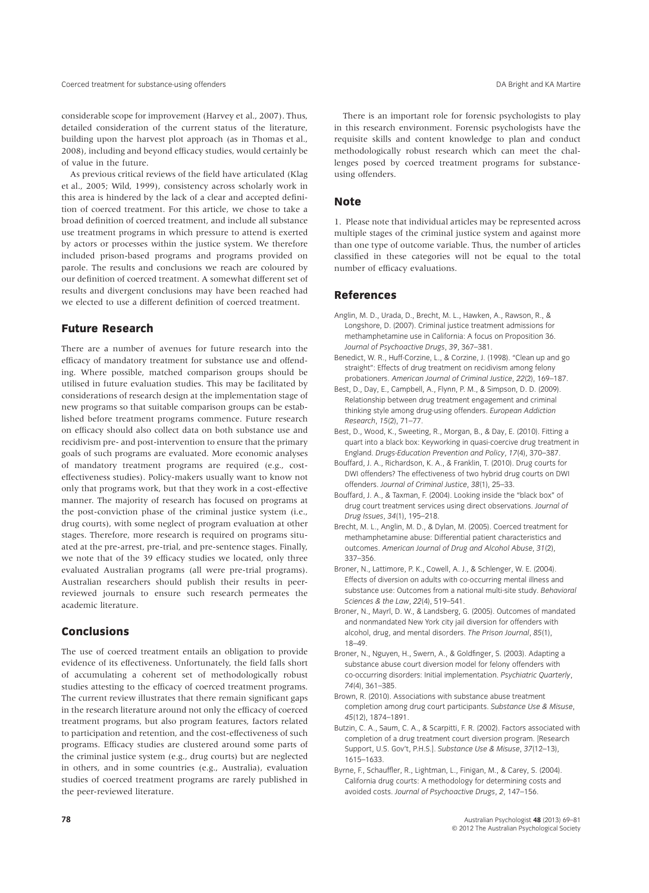considerable scope for improvement (Harvey et al., 2007). Thus, detailed consideration of the current status of the literature, building upon the harvest plot approach (as in Thomas et al., 2008), including and beyond efficacy studies, would certainly be of value in the future.

As previous critical reviews of the field have articulated (Klag et al., 2005; Wild, 1999), consistency across scholarly work in this area is hindered by the lack of a clear and accepted definition of coerced treatment. For this article, we chose to take a broad definition of coerced treatment, and include all substance use treatment programs in which pressure to attend is exerted by actors or processes within the justice system. We therefore included prison-based programs and programs provided on parole. The results and conclusions we reach are coloured by our definition of coerced treatment. A somewhat different set of results and divergent conclusions may have been reached had we elected to use a different definition of coerced treatment.

## Future Research

There are a number of avenues for future research into the efficacy of mandatory treatment for substance use and offending. Where possible, matched comparison groups should be utilised in future evaluation studies. This may be facilitated by considerations of research design at the implementation stage of new programs so that suitable comparison groups can be established before treatment programs commence. Future research on efficacy should also collect data on both substance use and recidivism pre- and post-intervention to ensure that the primary goals of such programs are evaluated. More economic analyses of mandatory treatment programs are required (e.g., cost-effectiveness studies). Policy-makers usually want to know not only that programs work, but that they work in a cost-effective manner. The majority of research has focused on programs at the post-conviction phase of the criminal justice system (i.e., drug courts), with some neglect of program evaluation at other stages. Therefore, more research is required on programs situated at the pre-arrest, pre-trial, and pre-sentence stages. Finally, we note that of the 39 efficacy studies we located, only three evaluated Australian programs (all were pre-trial programs). Australian researchers should publish their results in peer-reviewed journals to ensure such research permeates the academic literature.

## Conclusions

The use of coerced treatment entails an obligation to provide evidence of its effectiveness. Unfortunately, the field falls short of accumulating a coherent set of methodologically robust studies attesting to the efficacy of coerced treatment programs. The current review illustrates that there remain significant gaps in the research literature around not only the efficacy of coerced treatment programs, but also program features, factors related to participation and retention, and the cost-effectiveness of such programs. Efficacy studies are clustered around some parts of the criminal justice system (e.g., drug courts) but are neglected in others, and in some countries (e.g., Australia), evaluation studies of coerced treatment programs are rarely published in the peer-reviewed literature.

There is an important role for forensic psychologists to play in this research environment. Forensic psychologists have the requisite skills and content knowledge to plan and conduct methodologically robust research which can meet the challenges posed by coerced treatment programs for substance-using offenders.

## Note

1. Please note that individual articles may be represented across multiple stages of the criminal justice system and against more than one type of outcome variable. Thus, the number of articles classified in these categories will not be equal to the total number of efficacy evaluations.

## References

Anglin, M. D., Urada, D., Brecht, M. L., Hawken, A., Rawson, R., & Longshore, D. (2007). Criminal justice treatment admissions for methamphetamine use in California: A focus on Proposition 36. *Journal of Psychoactive Drugs*, *39*, 367–381.

Benedict, W. R., Huff-Corzine, L., & Corzine, J. (1998). "Clean up and go straight": Effects of drug treatment on recidivism among felony probationers. *American Journal of Criminal Justice*, *22*(2), 169–187.

Best, D., Day, E., Campbell, A., Flynn, P. M., & Simpson, D. D. (2009). Relationship between drug treatment engagement and criminal thinking style among drug-using offenders. *European Addiction Research*, *15*(2), 71–77.

Best, D., Wood, K., Sweeting, R., Morgan, B., & Day, E. (2010). Fitting a quart into a black box: Keyworking in quasi-coercive drug treatment in England. *Drugs-Education Prevention and Policy*, *17*(4), 370–387.

Bouffard, J. A., Richardson, K. A., & Franklin, T. (2010). Drug courts for DWI offenders? The effectiveness of two hybrid drug courts on DWI offenders. *Journal of Criminal Justice*, *38*(1), 25–33.

Bouffard, J. A., & Taxman, F. (2004). Looking inside the "black box" of drug court treatment services using direct observations. *Journal of Drug Issues*, *34*(1), 195–218.

Brecht, M. L., Anglin, M. D., & Dylan, M. (2005). Coerced treatment for methamphetamine abuse: Differential patient characteristics and outcomes. *American Journal of Drug and Alcohol Abuse*, *31*(2), 337–356.

Broner, N., Lattimore, P. K., Cowell, A. J., & Schlenger, W. E. (2004). Effects of diversion on adults with co-occurring mental illness and substance use: Outcomes from a national multi-site study. *Behavioral Sciences & the Law*, *22*(4), 519–541.

Broner, N., Mayrl, D. W., & Landsberg, G. (2005). Outcomes of mandated and nonmandated New York city jail diversion for offenders with alcohol, drug, and mental disorders. *The Prison Journal*, *85*(1), 18–49.

Broner, N., Nguyen, H., Swern, A., & Goldfinger, S. (2003). Adapting a substance abuse court diversion model for felony offenders with co-occurring disorders: Initial implementation. *Psychiatric Quarterly*, *74*(4), 361–385.

Brown, R. (2010). Associations with substance abuse treatment completion among drug court participants. *Substance Use & Misuse*, *45*(12), 1874–1891.

Butzin, C. A., Saum, C. A., & Scarpitti, F. R. (2002). Factors associated with completion of a drug treatment court diversion program. [Research Support, U.S. Gov't, P.H.S.]. *Substance Use & Misuse*, *37*(12–13), 1615–1633.

Byrne, F., Schauffler, R., Lightman, L., Finigan, M., & Carey, S. (2004). California drug courts: A methodology for determining costs and avoided costs. *Journal of Psychoactive Drugs*, *2*, 147–156.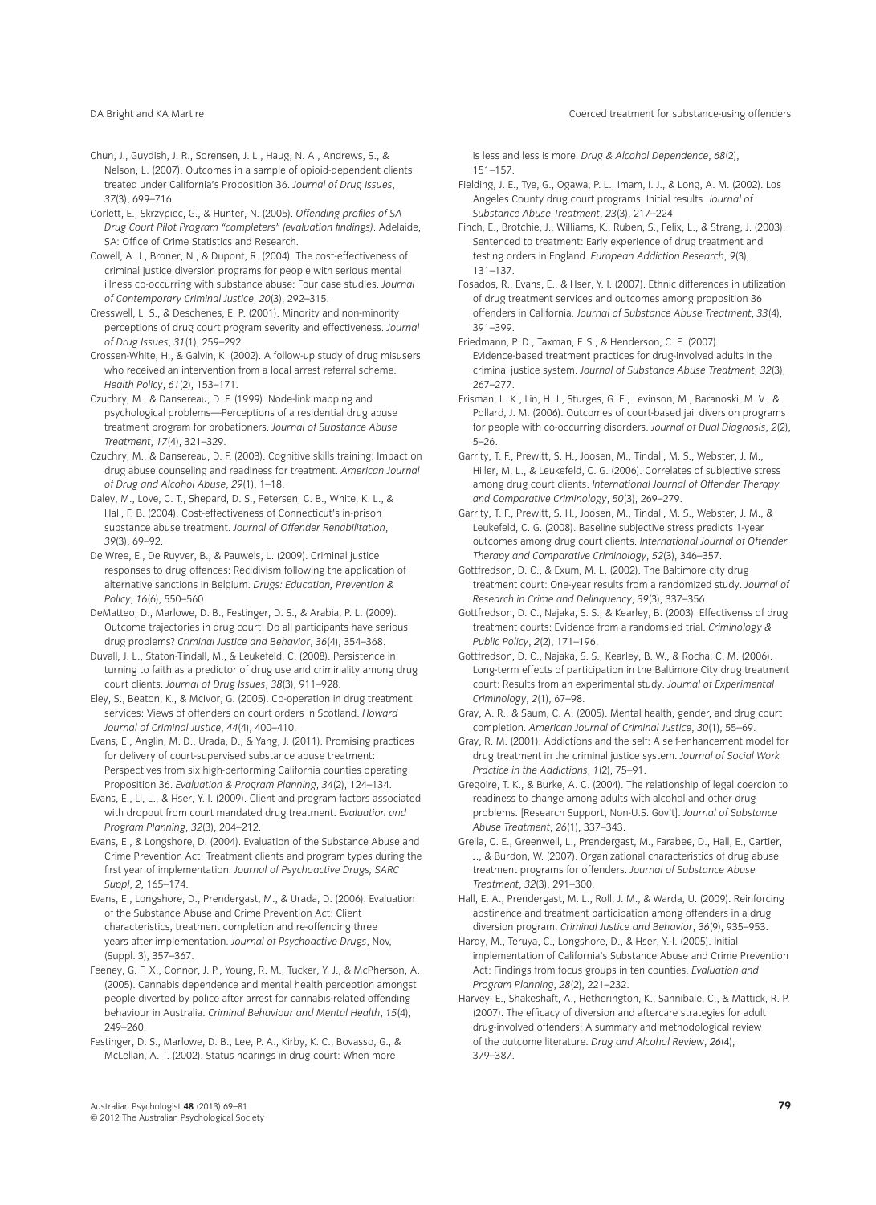Chun, J., Guydish, J. R., Sorensen, J. L., Haug, N. A., Andrews, S., & Nelson, L. (2007). Outcomes in a sample of opioid-dependent clients treated under California's Proposition 36. *Journal of Drug Issues*, *37*(3), 699–716.

Corlett, E., Skrzypiec, G., & Hunter, N. (2005). *Offending profiles of SA Drug Court Pilot Program "completers" (evaluation findings)*. Adelaide, SA: Office of Crime Statistics and Research.

Cowell, A. J., Broner, N., & Dupont, R. (2004). The cost-effectiveness of criminal justice diversion programs for people with serious mental illness co-occurring with substance abuse: Four case studies. *Journal of Contemporary Criminal Justice*, *20*(3), 292–315.

Cresswell, L. S., & Deschenes, E. P. (2001). Minority and non-minority perceptions of drug court program severity and effectiveness. *Journal of Drug Issues*, *31*(1), 259–292.

Crossen-White, H., & Galvin, K. (2002). A follow-up study of drug misusers who received an intervention from a local arrest referral scheme. *Health Policy*, *61*(2), 153–171.

Czuchry, M., & Dansereau, D. F. (1999). Node-link mapping and psychological problems—Perceptions of a residential drug abuse treatment program for probationers. *Journal of Substance Abuse Treatment*, *17*(4), 321–329.

Czuchry, M., & Dansereau, D. F. (2003). Cognitive skills training: Impact on drug abuse counseling and readiness for treatment. *American Journal of Drug and Alcohol Abuse*, *29*(1), 1–18.

Daley, M., Love, C. T., Shepard, D. S., Petersen, C. B., White, K. L., & Hall, F. B. (2004). Cost-effectiveness of Connecticut's in-prison substance abuse treatment. *Journal of Offender Rehabilitation*, *39*(3), 69–92.

De Wree, E., De Ruyver, B., & Pauwels, L. (2009). Criminal justice responses to drug offences: Recidivism following the application of alternative sanctions in Belgium. *Drugs: Education, Prevention & Policy*, *16*(6), 550–560.

DeMatteo, D., Marlowe, D. B., Festinger, D. S., & Arabia, P. L. (2009). Outcome trajectories in drug court: Do all participants have serious drug problems? *Criminal Justice and Behavior*, *36*(4), 354–368.

Duvall, J. L., Staton-Tindall, M., & Leukefeld, C. (2008). Persistence in turning to faith as a predictor of drug use and criminality among drug court clients. *Journal of Drug Issues*, *38*(3), 911–928.

Eley, S., Beaton, K., & McIvor, G. (2005). Co-operation in drug treatment services: Views of offenders on court orders in Scotland. *Howard Journal of Criminal Justice*, *44*(4), 400–410.

Evans, E., Anglin, M. D., Urada, D., & Yang, J. (2011). Promising practices for delivery of court-supervised substance abuse treatment: Perspectives from six high-performing California counties operating Proposition 36. *Evaluation & Program Planning*, *34*(2), 124–134.

Evans, E., Li, L., & Hser, Y. I. (2009). Client and program factors associated with dropout from court mandated drug treatment. *Evaluation and Program Planning*, *32*(3), 204–212.

Evans, E., & Longshore, D. (2004). Evaluation of the Substance Abuse and Crime Prevention Act: Treatment clients and program types during the first year of implementation. *Journal of Psychoactive Drugs, SARC Suppl*, *2*, 165–174.

Evans, E., Longshore, D., Prendergast, M., & Urada, D. (2006). Evaluation of the Substance Abuse and Crime Prevention Act: Client characteristics, treatment completion and re-offending three years after implementation. *Journal of Psychoactive Drugs*, Nov, (Suppl. 3), 357–367.

Feeney, G. F. X., Connor, J. P., Young, R. M., Tucker, Y. J., & McPherson, A. (2005). Cannabis dependence and mental health perception amongst people diverted by police after arrest for cannabis-related offending behaviour in Australia. *Criminal Behaviour and Mental Health*, *15*(4), 249–260.

Festinger, D. S., Marlowe, D. B., Lee, P. A., Kirby, K. C., Bovasso, G., & McLellan, A. T. (2002). Status hearings in drug court: When more is less and less is more. *Drug & Alcohol Dependence*, *68*(2), 151–157.

Fielding, J. E., Tye, G., Ogawa, P. L., Imam, I. J., & Long, A. M. (2002). Los Angeles County drug court programs: Initial results. *Journal of Substance Abuse Treatment*, *23*(3), 217–224.

Finch, E., Brotchie, J., Williams, K., Ruben, S., Felix, L., & Strang, J. (2003). Sentenced to treatment: Early experience of drug treatment and testing orders in England. *European Addiction Research*, *9*(3), 131–137.

Fosados, R., Evans, E., & Hser, Y. I. (2007). Ethnic differences in utilization of drug treatment services and outcomes among proposition 36 offenders in California. *Journal of Substance Abuse Treatment*, *33*(4), 391–399.

Friedmann, P. D., Taxman, F. S., & Henderson, C. E. (2007). Evidence-based treatment practices for drug-involved adults in the criminal justice system. *Journal of Substance Abuse Treatment*, *32*(3), 267–277.

Frisman, L. K., Lin, H. J., Sturges, G. E., Levinson, M., Baranoski, M. V., & Pollard, J. M. (2006). Outcomes of court-based jail diversion programs for people with co-occurring disorders. *Journal of Dual Diagnosis*, *2*(2), 5–26.

Garrity, T. F., Prewitt, S. H., Joosen, M., Tindall, M. S., Webster, J. M., Hiller, M. L., & Leukefeld, C. G. (2006). Correlates of subjective stress among drug court clients. *International Journal of Offender Therapy and Comparative Criminology*, *50*(3), 269–279.

Garrity, T. F., Prewitt, S. H., Joosen, M., Tindall, M. S., Webster, J. M., & Leukefeld, C. G. (2008). Baseline subjective stress predicts 1-year outcomes among drug court clients. *International Journal of Offender Therapy and Comparative Criminology*, *52*(3), 346–357.

Gottfredson, D. C., & Exum, M. L. (2002). The Baltimore city drug treatment court: One-year results from a randomized study. *Journal of Research in Crime and Delinquency*, *39*(3), 337–356.

Gottfredson, D. C., Najaka, S. S., & Kearley, B. (2003). Effectivenss of drug treatment courts: Evidence from a randomsied trial. *Criminology & Public Policy*, *2*(2), 171–196.

Gottfredson, D. C., Najaka, S. S., Kearley, B. W., & Rocha, C. M. (2006). Long-term effects of participation in the Baltimore City drug treatment court: Results from an experimental study. *Journal of Experimental Criminology*, *2*(1), 67–98.

Gray, A. R., & Saum, C. A. (2005). Mental health, gender, and drug court completion. *American Journal of Criminal Justice*, *30*(1), 55–69.

Gray, R. M. (2001). Addictions and the self: A self-enhancement model for drug treatment in the criminal justice system. *Journal of Social Work Practice in the Addictions*, *1*(2), 75–91.

Gregoire, T. K., & Burke, A. C. (2004). The relationship of legal coercion to readiness to change among adults with alcohol and other drug problems. [Research Support, Non-U.S. Gov't]. *Journal of Substance Abuse Treatment*, *26*(1), 337–343.

Grella, C. E., Greenwell, L., Prendergast, M., Farabee, D., Hall, E., Cartier, J., & Burdon, W. (2007). Organizational characteristics of drug abuse treatment programs for offenders. *Journal of Substance Abuse Treatment*, *32*(3), 291–300.

Hall, E. A., Prendergast, M. L., Roll, J. M., & Warda, U. (2009). Reinforcing abstinence and treatment participation among offenders in a drug diversion program. *Criminal Justice and Behavior*, *36*(9), 935–953.

Hardy, M., Teruya, C., Longshore, D., & Hser, Y.-I. (2005). Initial implementation of California's Substance Abuse and Crime Prevention Act: Findings from focus groups in ten counties. *Evaluation and Program Planning*, *28*(2), 221–232.

Harvey, E., Shakeshaft, A., Hetherington, K., Sannibale, C., & Mattick, R. P. (2007). The efficacy of diversion and aftercare strategies for adult drug-involved offenders: A summary and methodological review of the outcome literature. *Drug and Alcohol Review*, *26*(4), 379–387.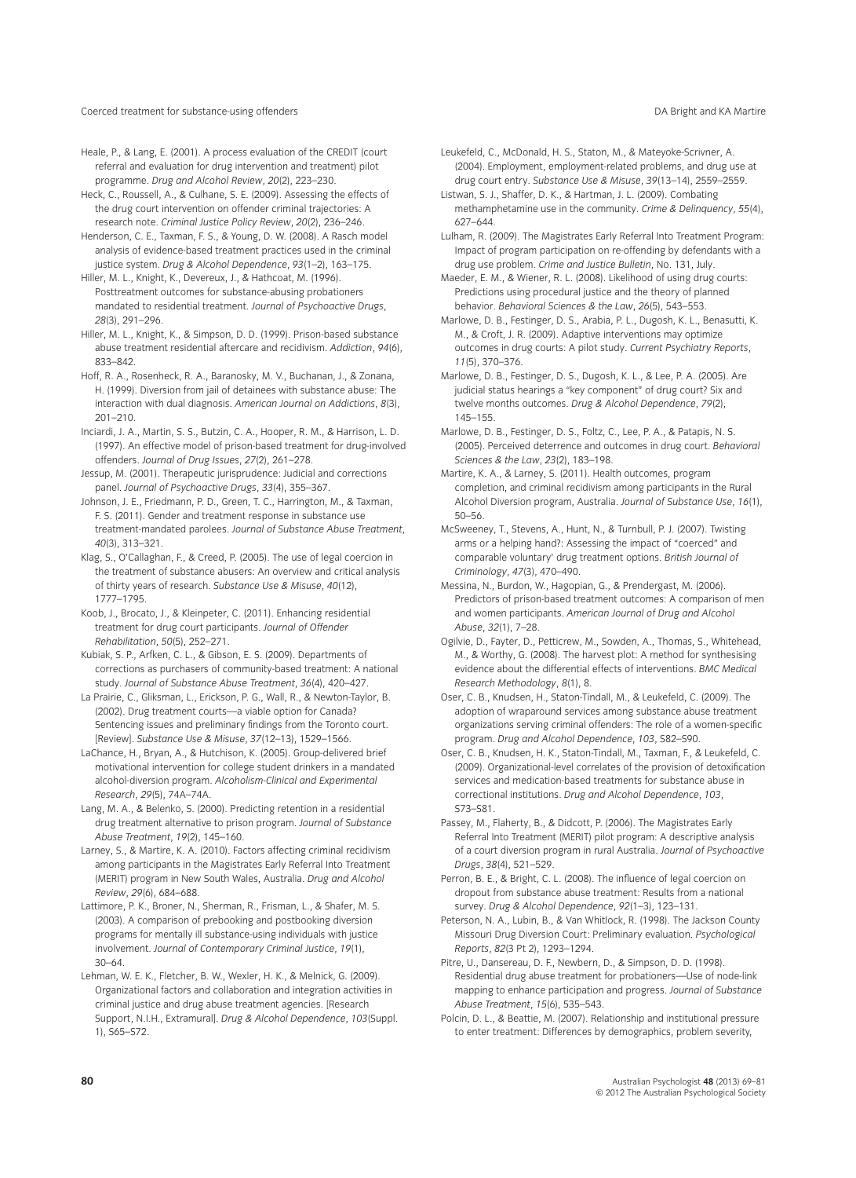Heale, P., & Lang, E. (2001). A process evaluation of the CREDIT (court referral and evaluation for drug intervention and treatment) pilot programme. *Drug and Alcohol Review*, *20*(2), 223–230.

Heck, C., Roussell, A., & Culhane, S. E. (2009). Assessing the effects of the drug court intervention on offender criminal trajectories: A research note. *Criminal Justice Policy Review*, *20*(2), 236–246.

Henderson, C. E., Taxman, F. S., & Young, D. W. (2008). A Rasch model analysis of evidence-based treatment practices used in the criminal justice system. *Drug & Alcohol Dependence*, *93*(1–2), 163–175.

Hiller, M. L., Knight, K., Devereux, J., & Hathcoat, M. (1996). Posttreatment outcomes for substance-abusing probationers mandated to residential treatment. *Journal of Psychoactive Drugs*, *28*(3), 291–296.

Hiller, M. L., Knight, K., & Simpson, D. D. (1999). Prison-based substance abuse treatment residential aftercare and recidivism. *Addiction*, *94*(6), 833–842.

Hoff, R. A., Rosenheck, R. A., Baranosky, M. V., Buchanan, J., & Zonana, H. (1999). Diversion from jail of detainees with substance abuse: The interaction with dual diagnosis. *American Journal on Addictions*, *8*(3), 201–210.

Inciardi, J. A., Martin, S. S., Butzin, C. A., Hooper, R. M., & Harrison, L. D. (1997). An effective model of prison-based treatment for drug-involved offenders. *Journal of Drug Issues*, *27*(2), 261–278.

Jessup, M. (2001). Therapeutic jurisprudence: Judicial and corrections panel. *Journal of Psychoactive Drugs*, *33*(4), 355–367.

Johnson, J. E., Friedmann, P. D., Green, T. C., Harrington, M., & Taxman, F. S. (2011). Gender and treatment response in substance use treatment-mandated parolees. *Journal of Substance Abuse Treatment*, *40*(3), 313–321.

Klag, S., O'Callaghan, F., & Creed, P. (2005). The use of legal coercion in the treatment of substance abusers: An overview and critical analysis of thirty years of research. *Substance Use & Misuse*, *40*(12), 1777–1795.

Koob, J., Brocato, J., & Kleinpeter, C. (2011). Enhancing residential treatment for drug court participants. *Journal of Offender Rehabilitation*, *50*(5), 252–271.

Kubiak, S. P., Arfken, C. L., & Gibson, E. S. (2009). Departments of corrections as purchasers of community-based treatment: A national study. *Journal of Substance Abuse Treatment*, *36*(4), 420–427.

La Prairie, C., Gliksman, L., Erickson, P. G., Wall, R., & Newton-Taylor, B. (2002). Drug treatment courts—a viable option for Canada? Sentencing issues and preliminary findings from the Toronto court. [Review]. *Substance Use & Misuse*, *37*(12–13), 1529–1566.

LaChance, H., Bryan, A., & Hutchison, K. (2005). Group-delivered brief motivational intervention for college student drinkers in a mandated alcohol-diversion program. *Alcoholism-Clinical and Experimental Research*, *29*(5), 74A–74A.

Lang, M. A., & Belenko, S. (2000). Predicting retention in a residential drug treatment alternative to prison program. *Journal of Substance Abuse Treatment*, *19*(2), 145–160.

Larney, S., & Martire, K. A. (2010). Factors affecting criminal recidivism among participants in the Magistrates Early Referral Into Treatment (MERIT) program in New South Wales, Australia. *Drug and Alcohol Review*, *29*(6), 684–688.

Lattimore, P. K., Broner, N., Sherman, R., Frisman, L., & Shafer, M. S. (2003). A comparison of prebooking and postbooking diversion programs for mentally ill substance-using individuals with justice involvement. *Journal of Contemporary Criminal Justice*, *19*(1), 30–64.

Lehman, W. E. K., Fletcher, B. W., Wexler, H. K., & Melnick, G. (2009). Organizational factors and collaboration and integration activities in criminal justice and drug abuse treatment agencies. [Research Support, N.I.H., Extramural]. *Drug & Alcohol Dependence*, *103*(Suppl. 1), S65–S72.

Leukefeld, C., McDonald, H. S., Staton, M., & Mateyoke-Scrivner, A. (2004). Employment, employment-related problems, and drug use at drug court entry. *Substance Use & Misuse*, *39*(13–14), 2559–2559.

Listwan, S. J., Shaffer, D. K., & Hartman, J. L. (2009). Combating methamphetamine use in the community. *Crime & Delinquency*, *55*(4), 627–644.

Lulham, R. (2009). The Magistrates Early Referral Into Treatment Program: Impact of program participation on re-offending by defendants with a drug use problem. *Crime and Justice Bulletin*, No. 131, July.

Maeder, E. M., & Wiener, R. L. (2008). Likelihood of using drug courts: Predictions using procedural justice and the theory of planned behavior. *Behavioral Sciences & the Law*, *26*(5), 543–553.

Marlowe, D. B., Festinger, D. S., Arabia, P. L., Dugosh, K. L., Benasutti, K. M., & Croft, J. R. (2009). Adaptive interventions may optimize outcomes in drug courts: A pilot study. *Current Psychiatry Reports*, *11*(5), 370–376.

Marlowe, D. B., Festinger, D. S., Dugosh, K. L., & Lee, P. A. (2005). Are judicial status hearings a "key component" of drug court? Six and twelve months outcomes. *Drug & Alcohol Dependence*, *79*(2), 145–155.

Marlowe, D. B., Festinger, D. S., Foltz, C., Lee, P. A., & Patapis, N. S. (2005). Perceived deterrence and outcomes in drug court. *Behavioral Sciences & the Law*, *23*(2), 183–198.

Martire, K. A., & Larney, S. (2011). Health outcomes, program completion, and criminal recidivism among participants in the Rural Alcohol Diversion program, Australia. *Journal of Substance Use*, *16*(1), 50–56.

McSweeney, T., Stevens, A., Hunt, N., & Turnbull, P. J. (2007). Twisting arms or a helping hand?: Assessing the impact of "coerced" and comparable voluntary' drug treatment options. *British Journal of Criminology*, *47*(3), 470–490.

Messina, N., Burdon, W., Hagopian, G., & Prendergast, M. (2006). Predictors of prison-based treatment outcomes: A comparison of men and women participants. *American Journal of Drug and Alcohol Abuse*, *32*(1), 7–28.

Ogilvie, D., Fayter, D., Petticrew, M., Sowden, A., Thomas, S., Whitehead, M., & Worthy, G. (2008). The harvest plot: A method for synthesising evidence about the differential effects of interventions. *BMC Medical Research Methodology*, *8*(1), 8.

Oser, C. B., Knudsen, H., Staton-Tindall, M., & Leukefeld, C. (2009). The adoption of wraparound services among substance abuse treatment organizations serving criminal offenders: The role of a women-specific program. *Drug and Alcohol Dependence*, *103*, S82–S90.

Oser, C. B., Knudsen, H. K., Staton-Tindall, M., Taxman, F., & Leukefeld, C. (2009). Organizational-level correlates of the provision of detoxification services and medication-based treatments for substance abuse in correctional institutions. *Drug and Alcohol Dependence*, *103*, S73–S81.

Passey, M., Flaherty, B., & Didcott, P. (2006). The Magistrates Early Referral Into Treatment (MERIT) pilot program: A descriptive analysis of a court diversion program in rural Australia. *Journal of Psychoactive Drugs*, *38*(4), 521–529.

Perron, B. E., & Bright, C. L. (2008). The influence of legal coercion on dropout from substance abuse treatment: Results from a national survey. *Drug & Alcohol Dependence*, *92*(1–3), 123–131.

Peterson, N. A., Lubin, B., & Van Whitlock, R. (1998). The Jackson County Missouri Drug Diversion Court: Preliminary evaluation. *Psychological Reports*, *82*(3 Pt 2), 1293–1294.

Pitre, U., Dansereau, D. F., Newbern, D., & Simpson, D. D. (1998). Residential drug abuse treatment for probationers—Use of node-link mapping to enhance participation and progress. *Journal of Substance Abuse Treatment*, *15*(6), 535–543.

Polcin, D. L., & Beattie, M. (2007). Relationship and institutional pressure to enter treatment: Differences by demographics, problem severity,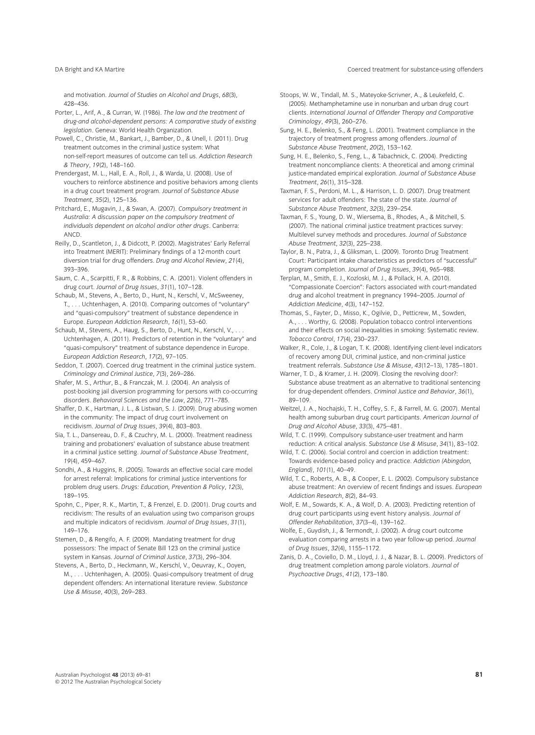and motivation. *Journal of Studies on Alcohol and Drugs*, *68*(3), 428–436.

Porter, L., Arif, A., & Curran, W. (1986). *The law and the treatment of drug-and alcohol-dependent persons: A comparative study of existing legislation*. Geneva: World Health Organization.

Powell, C., Christie, M., Bankart, J., Bamber, D., & Unell, I. (2011). Drug treatment outcomes in the criminal justice system: What non-self-report measures of outcome can tell us. *Addiction Research & Theory*, *19*(2), 148–160.

Prendergast, M. L., Hall, E. A., Roll, J., & Warda, U. (2008). Use of vouchers to reinforce abstinence and positive behaviors among clients in a drug court treatment program. *Journal of Substance Abuse Treatment*, *35*(2), 125–136.

Pritchard, E., Mugavin, J., & Swan, A. (2007). *Compulsory treatment in Australia: A discussion paper on the compulsory treatment of individuals dependent on alcohol and/or other drugs*. Canberra: ANCD.

Reilly, D., Scantleton, J., & Didcott, P. (2002). Magistrates' Early Referral into Treatment (MERIT): Preliminary findings of a 12-month court diversion trial for drug offenders. *Drug and Alcohol Review*, *21*(4), 393–396.

Saum, C. A., Scarpitti, F. R., & Robbins, C. A. (2001). Violent offenders in drug court. *Journal of Drug Issues*, *31*(1), 107–128.

Schaub, M., Stevens, A., Berto, D., Hunt, N., Kerschl, V., McSweeney, T., . . . Uchtenhagen, A. (2010). Comparing outcomes of "voluntary" and "quasi-compulsory" treatment of substance dependence in Europe. *European Addiction Research*, *16*(1), 53–60.

Schaub, M., Stevens, A., Haug, S., Berto, D., Hunt, N., Kerschl, V., . . . Uchtenhagen, A. (2011). Predictors of retention in the "voluntary" and "quasi-compulsory" treatment of substance dependence in Europe. *European Addiction Research*, *17*(2), 97–105.

Seddon, T. (2007). Coerced drug treatment in the criminal justice system. *Criminology and Criminal Justice*, *7*(3), 269–286.

Shafer, M. S., Arthur, B., & Franczak, M. J. (2004). An analysis of post-booking jail diversion programming for persons with co-occurring disorders. *Behavioral Sciences and the Law*, *22*(6), 771–785.

Shaffer, D. K., Hartman, J. L., & Listwan, S. J. (2009). Drug abusing women in the community: The impact of drug court involvement on recidivism. *Journal of Drug Issues*, *39*(4), 803–803.

Sia, T. L., Dansereau, D. F., & Czuchry, M. L. (2000). Treatment readiness training and probationers' evaluation of substance abuse treatment in a criminal justice setting. *Journal of Substance Abuse Treatment*, *19*(4), 459–467.

Sondhi, A., & Huggins, R. (2005). Towards an effective social care model for arrest referral: Implications for criminal justice interventions for problem drug users. *Drugs: Education, Prevention & Policy*, *12*(3), 189–195.

Spohn, C., Piper, R. K., Martin, T., & Frenzel, E. D. (2001). Drug courts and recidivism: The results of an evaluation using two comparison groups and multiple indicators of recidivism. *Journal of Drug Issues*, *31*(1), 149–176.

Stemen, D., & Rengifo, A. F. (2009). Mandating treatment for drug possessors: The impact of Senate Bill 123 on the criminal justice system in Kansas. *Journal of Criminal Justice*, *37*(3), 296–304.

Stevens, A., Berto, D., Heckmann, W., Kerschl, V., Oeuvray, K., Ooyen, M., . . . Uchtenhagen, A. (2005). Quasi-compulsory treatment of drug dependent offenders: An international literature review. *Substance Use & Misuse*, *40*(3), 269–283.

Stoops, W. W., Tindall, M. S., Mateyoke-Scrivner, A., & Leukefeld, C. (2005). Methamphetamine use in nonurban and urban drug court clients. *International Journal of Offender Therapy and Comparative Criminology*, *49*(3), 260–276.

Sung, H. E., Belenko, S., & Feng, L. (2001). Treatment compliance in the trajectory of treatment progress among offenders. *Journal of Substance Abuse Treatment*, *20*(2), 153–162.

Sung, H. E., Belenko, S., Feng, L., & Tabachnick, C. (2004). Predicting treatment noncompliance clients: A theoretical and among criminal justice-mandated empirical exploration. *Journal of Substance Abuse Treatment*, *26*(1), 315–328.

Taxman, F. S., Perdoni, M. L., & Harrison, L. D. (2007). Drug treatment services for adult offenders: The state of the state. *Journal of Substance Abuse Treatment*, *32*(3), 239–254.

Taxman, F. S., Young, D. W., Wiersema, B., Rhodes, A., & Mitchell, S. (2007). The national criminal justice treatment practices survey: Multilevel survey methods and procedures. *Journal of Substance Abuse Treatment*, *32*(3), 225–238.

Taylor, B. N., Patra, J., & Gliksman, L. (2009). Toronto Drug Treatment Court: Participant intake characteristics as predictors of "successful" program completion. *Journal of Drug Issues*, *39*(4), 965–988.

Terplan, M., Smith, E. J., Kozloski, M. J., & Pollack, H. A. (2010). "Compassionate Coercion": Factors associated with court-mandated drug and alcohol treatment in pregnancy 1994–2005. *Journal of Addiction Medicine*, *4*(3), 147–152.

Thomas, S., Fayter, D., Misso, K., Ogilvie, D., Petticrew, M., Sowden, A., . . . Worthy, G. (2008). Population tobacco control interventions and their effects on social inequalities in smoking: Systematic review. *Tobacco Control*, *17*(4), 230–237.

Walker, R., Cole, J., & Logan, T. K. (2008). Identifying client-level indicators of recovery among DUI, criminal justice, and non-criminal justice treatment referrals. *Substance Use & Misuse*, *43*(12–13), 1785–1801.

Warner, T. D., & Kramer, J. H. (2009). Closing the revolving door?: Substance abuse treatment as an alternative to traditional sentencing for drug-dependent offenders. *Criminal Justice and Behavior*, *36*(1), 89–109.

Weitzel, J. A., Nochajski, T. H., Coffey, S. F., & Farrell, M. G. (2007). Mental health among suburban drug court participants. *American Journal of Drug and Alcohol Abuse*, *33*(3), 475–481.

Wild, T. C. (1999). Compulsory substance-user treatment and harm reduction: A critical analysis. *Substance Use & Misuse*, *34*(1), 83–102.

Wild, T. C. (2006). Social control and coercion in addiction treatment: Towards evidence-based policy and practice. *Addiction (Abingdon, England)*, *101*(1), 40–49.

Wild, T. C., Roberts, A. B., & Cooper, E. L. (2002). Compulsory substance abuse treatment: An overview of recent findings and issues. *European Addiction Research*, *8*(2), 84–93.

Wolf, E. M., Sowards, K. A., & Wolf, D. A. (2003). Predicting retention of drug court participants using event history analysis. *Journal of Offender Rehabilitation*, *37*(3–4), 139–162.

Wolfe, E., Guydish, J., & Termondt, J. (2002). A drug court outcome evaluation comparing arrests in a two year follow-up period. *Journal of Drug Issues*, *32*(4), 1155–1172.

Zanis, D. A., Coviello, D. M., Lloyd, J. J., & Nazar, B. L. (2009). Predictors of drug treatment completion among parole violators. *Journal of Psychoactive Drugs*, *41*(2), 173–180.